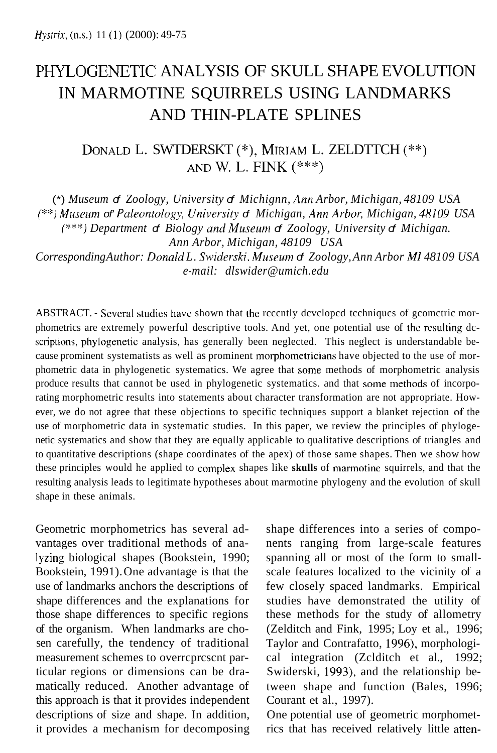# PHYLOGENETIC ANALYSIS OF SKULL SHAPE EVOLUTION IN MARMOTINE SQUIRRELS USING LANDMARKS AND THIN-PLATE SPLINES

DONALD L. SWTDERSKT (*), MIRIAM L. ZELDTTCH (**) AND W. L. FINK (***)

(*) *Museum of Zoology, University of Michignn, Ann Arbor, Michigan, 48109 USA*
(**) *Museum of Paleontology, University of Michigan, Ann Arbor, Michigan, 48109 USA*
(***) *Department of Biology and Museum of Zoology, University of Michigan. Ann Arbor, Michigan, 48109 USA*
*CorrespondingAuthor: Donald L. Swiderski. Museum of Zoology, Ann Arbor MI 48109 USA e-mail: dlswider@umich.edu*

ABSTRACT. - Several studies have shown that the recently developed techniques of geometric morphometrics are extremely powerful descriptive tools. And yet, one potential use of the resulting descriptions, phylogenetic analysis, has generally been neglected. This neglect is understandable because prominent systematists as well as prominent morphometricians have objected to the use of morphometric data in phylogenetic systematics. We agree that some methods of morphometric analysis produce results that cannot be used in phylogenetic systematics. and that some methods of incorporating morphometric results into statements about character transformation are not appropriate. However, we do not agree that these objections to specific techniques support a blanket rejection of the use of morphometric data in systematic studies. In this paper, we review the principles of phylogenetic systematics and show that they are equally applicable to qualitative descriptions of triangles and to quantitative descriptions (shape coordinates of the apex) of those same shapes. Then we show how these principles would he applied to complex shapes like **skulls** of marmotine squirrels, and that the resulting analysis leads to legitimate hypotheses about marmotine phylogeny and the evolution of skull shape in these animals.

Geometric morphometrics has several advantages over traditional methods of analyzing biological shapes (Bookstein, 1990; Bookstein, 1991). One advantage is that the use of landmarks anchors the descriptions of shape differences and the explanations for those shape differences to specific regions of the organism. When landmarks are chosen carefully, the tendency of traditional measurement schemes to overrepresent particular regions or dimensions can be dramatically reduced. Another advantage of this approach is that it provides independent descriptions of size and shape. In addition, it provides a mechanism for decomposing shape differences into a series of components ranging from large-scale features spanning all or most of the form to small-scale features localized to the vicinity of a few closely spaced landmarks. Empirical studies have demonstrated the utility of these methods for the study of allometry (Zelditch and Fink, 1995; Loy et al., 1996; Taylor and Contrafatto, 1996), morphological integration (Zelditch et al., 1992; Swiderski, 1993), and the relationship between shape and function (Bales, 1996; Courant et al., 1997).

One potential use of geometric morphometrics that has received relatively little atten-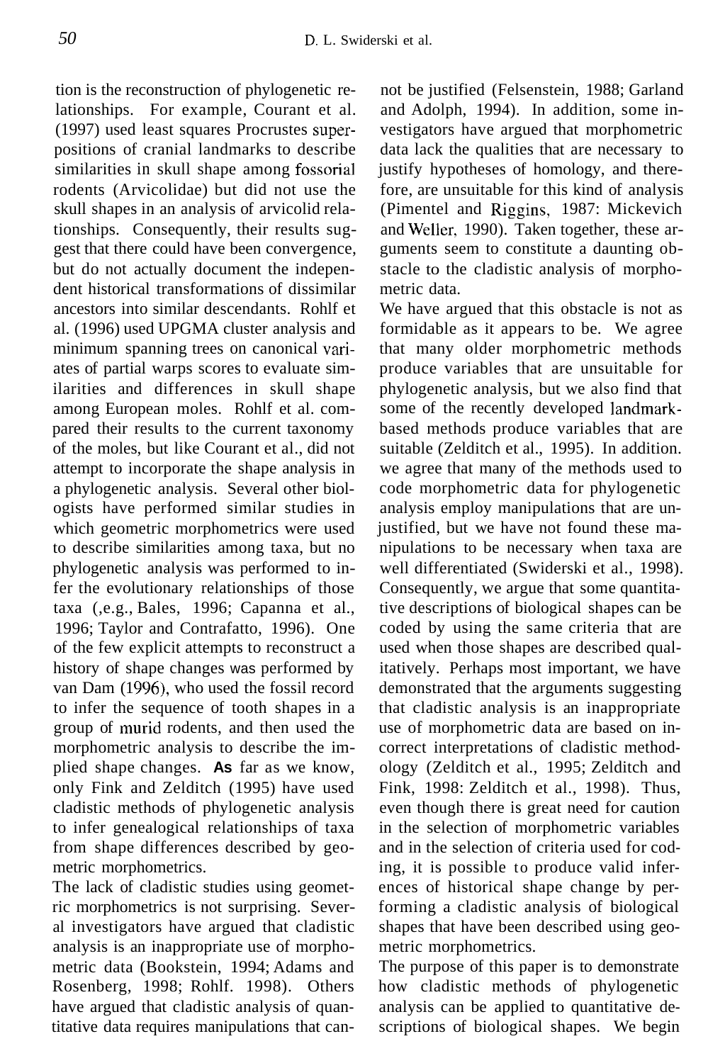tion is the reconstruction of phylogenetic relationships. For example, Courant et al. (1997) used least squares Procrustes superpositions of cranial landmarks to describe similarities in skull shape among fossorial rodents (Arvicolidae) but did not use the skull shapes in an analysis of arvicolid relationships. Consequently, their results suggest that there could have been convergence, but do not actually document the independent historical transformations of dissimilar ancestors into similar descendants. Rohlf et al. (1996) used UPGMA cluster analysis and minimum spanning trees on canonical variates of partial warps scores to evaluate similarities and differences in skull shape among European moles. Rohlf et al. compared their results to the current taxonomy of the moles, but like Courant et al., did not attempt to incorporate the shape analysis in a phylogenetic analysis. Several other biologists have performed similar studies in which geometric morphometrics were used to describe similarities among taxa, but no phylogenetic analysis was performed to infer the evolutionary relationships of those taxa (,e.g., Bales, 1996; Capanna et al., 1996; Taylor and Contrafatto, 1996). One of the few explicit attempts to reconstruct a history of shape changes was performed by van Dam (1996), who used the fossil record to infer the sequence of tooth shapes in a group of murid rodents, and then used the morphometric analysis to describe the implied shape changes. **As** far as we know, only Fink and Zelditch (1995) have used cladistic methods of phylogenetic analysis to infer genealogical relationships of taxa from shape differences described by geometric morphometrics.

The lack of cladistic studies using geometric morphometrics is not surprising. Several investigators have argued that cladistic analysis is an inappropriate use of morphometric data (Bookstein, 1994; Adams and Rosenberg, 1998; Rohlf. 1998). Others have argued that cladistic analysis of quantitative data requires manipulations that cannot be justified (Felsenstein, 1988; Garland and Adolph, 1994). In addition, some investigators have argued that morphometric data lack the qualities that are necessary to justify hypotheses of homology, and therefore, are unsuitable for this kind of analysis (Pimentel and Riggins, 1987: Mickevich and Weller, 1990). Taken together, these arguments seem to constitute a daunting obstacle to the cladistic analysis of morphometric data.

We have argued that this obstacle is not as formidable as it appears to be. We agree that many older morphometric methods produce variables that are unsuitable for phylogenetic analysis, but we also find that some of the recently developed landmark-based methods produce variables that are suitable (Zelditch et al., 1995). In addition. we agree that many of the methods used to code morphometric data for phylogenetic analysis employ manipulations that are unjustified, but we have not found these manipulations to be necessary when taxa are well differentiated (Swiderski et al., 1998). Consequently, we argue that some quantitative descriptions of biological shapes can be coded by using the same criteria that are used when those shapes are described qualitatively. Perhaps most important, we have demonstrated that the arguments suggesting that cladistic analysis is an inappropriate use of morphometric data are based on incorrect interpretations of cladistic methodology (Zelditch et al., 1995; Zelditch and Fink, 1998: Zelditch et al., 1998). Thus, even though there is great need for caution in the selection of morphometric variables and in the selection of criteria used for coding, it is possible to produce valid inferences of historical shape change by performing a cladistic analysis of biological shapes that have been described using geometric morphometrics.

The purpose of this paper is to demonstrate how cladistic methods of phylogenetic analysis can be applied to quantitative descriptions of biological shapes. We begin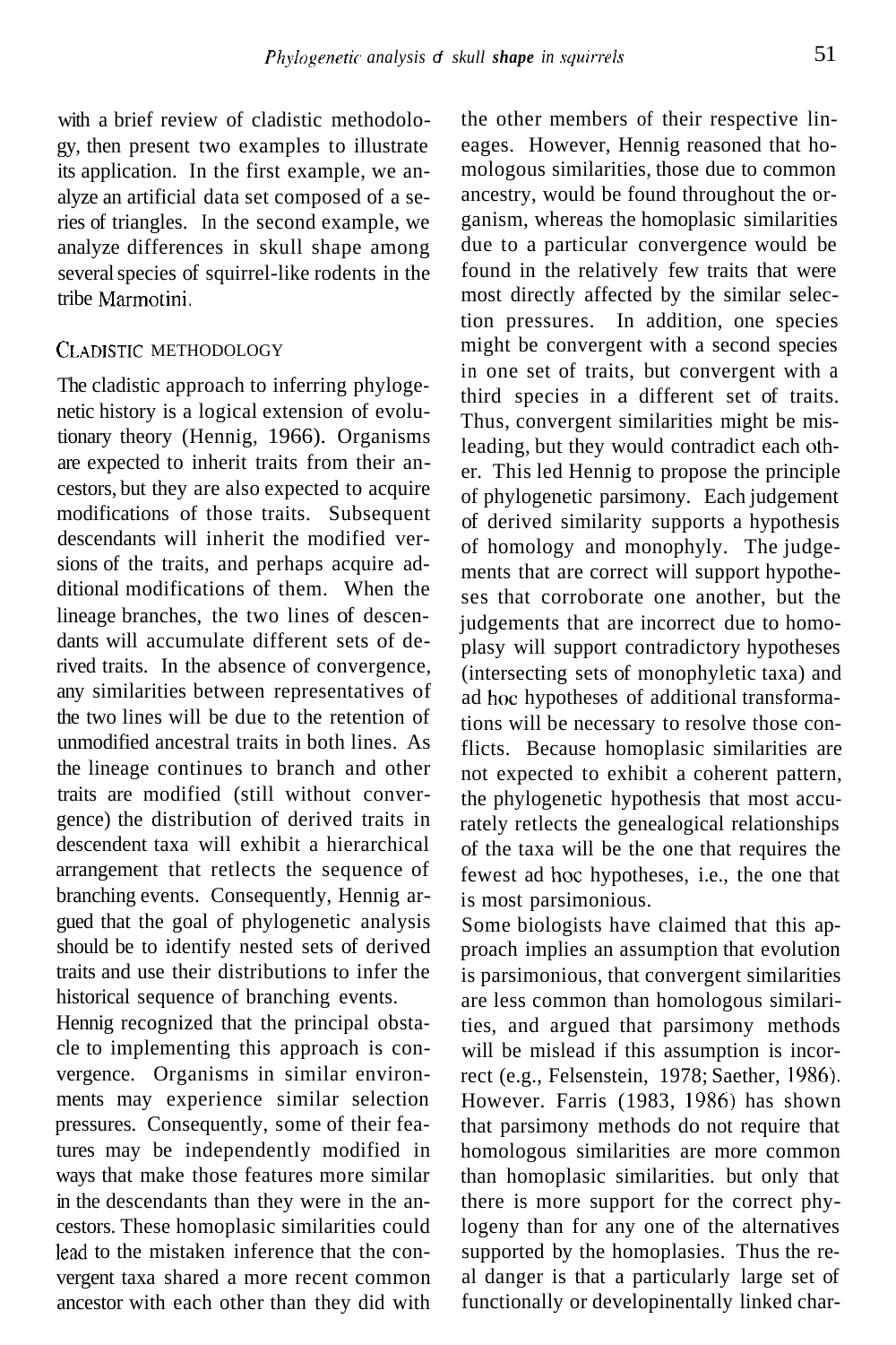with a brief review of cladistic methodology, then present two examples to illustrate its application. In the first example, we analyze an artificial data set composed of a series of triangles. In the second example, we analyze differences in skull shape among several species of squirrel-like rodents in the tribe Marmotini.

## CLADISTIC METHODOLOGY

The cladistic approach to inferring phylogenetic history is a logical extension of evolutionary theory (Hennig, 1966). Organisms are expected to inherit traits from their ancestors, but they are also expected to acquire modifications of those traits. Subsequent descendants will inherit the modified versions of the traits, and perhaps acquire additional modifications of them. When the lineage branches, the two lines of descendants will accumulate different sets of derived traits. In the absence of convergence, any similarities between representatives of the two lines will be due to the retention of unmodified ancestral traits in both lines. As the lineage continues to branch and other traits are modified (still without convergence) the distribution of derived traits in descendent taxa will exhibit a hierarchical arrangement that retlects the sequence of branching events. Consequently, Hennig argued that the goal of phylogenetic analysis should be to identify nested sets of derived traits and use their distributions to infer the historical sequence of branching events.

Hennig recognized that the principal obstacle to implementing this approach is convergence. Organisms in similar environments may experience similar selection pressures. Consequently, some of their features may be independently modified in ways that make those features more similar in the descendants than they were in the ancestors. These homoplasic similarities could lead to the mistaken inference that the convergent taxa shared a more recent common ancestor with each other than they did with the other members of their respective lineages. However, Hennig reasoned that homologous similarities, those due to common ancestry, would be found throughout the organism, whereas the homoplasic similarities due to a particular convergence would be found in the relatively few traits that were most directly affected by the similar selection pressures. In addition, one species might be convergent with a second species in one set of traits, but convergent with a third species in a different set of traits. Thus, convergent similarities might be misleading, but they would contradict each other. This led Hennig to propose the principle of phylogenetic parsimony. Each judgement of derived similarity supports a hypothesis of homology and monophyly. The judgements that are correct will support hypotheses that corroborate one another, but the judgements that are incorrect due to homoplasy will support contradictory hypotheses (intersecting sets of monophyletic taxa) and ad hoc hypotheses of additional transformations will be necessary to resolve those conflicts. Because homoplasic similarities are not expected to exhibit a coherent pattern, the phylogenetic hypothesis that most accurately retlects the genealogical relationships of the taxa will be the one that requires the fewest ad hoc hypotheses, i.e., the one that is most parsimonious.

Some biologists have claimed that this approach implies an assumption that evolution is parsimonious, that convergent similarities are less common than homologous similarities, and argued that parsimony methods will be mislead if this assumption is incorrect (e.g., Felsenstein, 1978; Saether, 1986). However. Farris (1983, 1986) has shown that parsimony methods do not require that homologous similarities are more common than homoplasic similarities. but only that there is more support for the correct phylogeny than for any one of the alternatives supported by the homoplasies. Thus the real danger is that a particularly large set of functionally or developinentally linked char-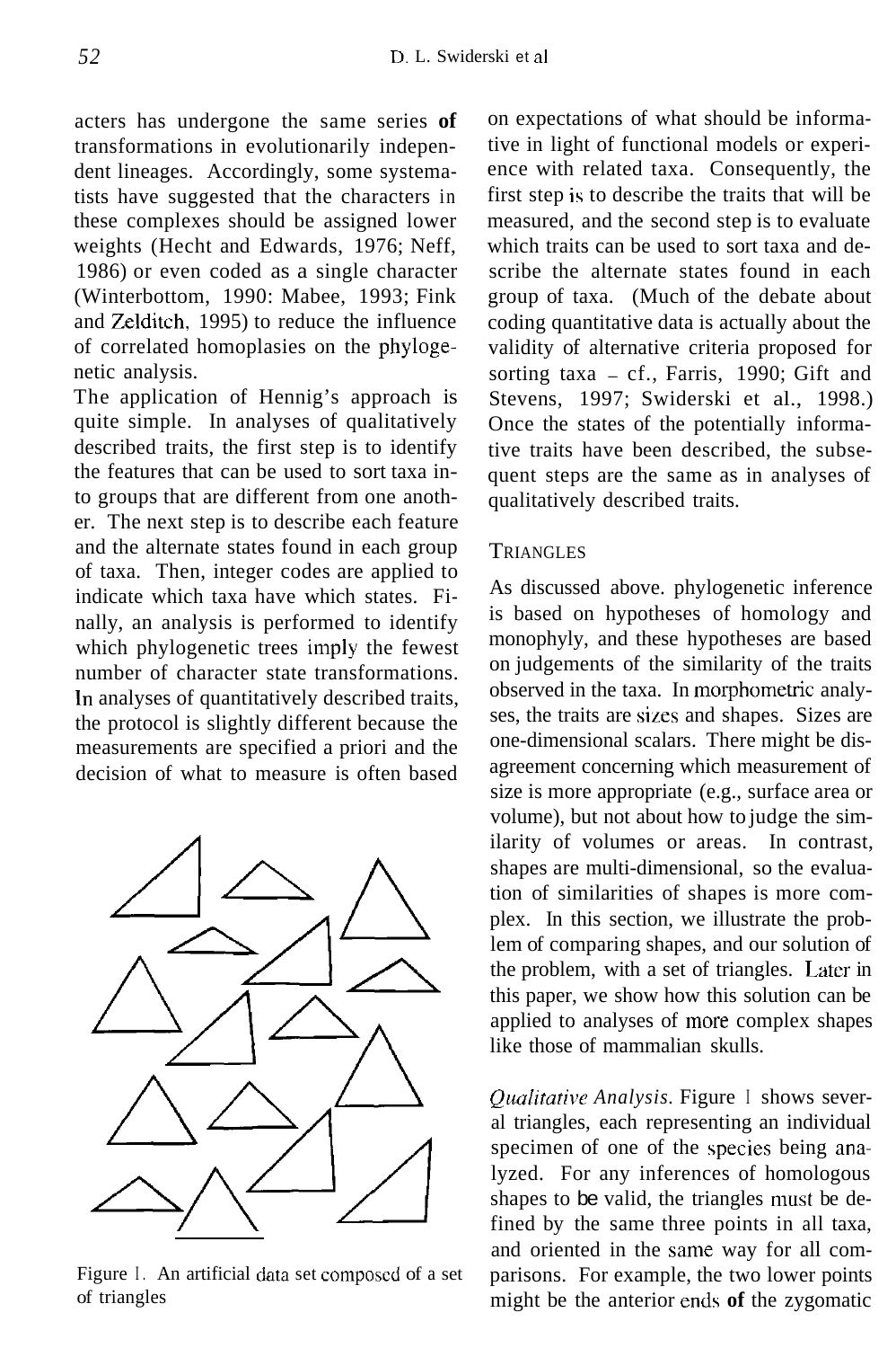acters has undergone the same series of transformations in evolutionarily independent lineages. Accordingly, some systematists have suggested that the characters in these complexes should be assigned lower weights (Hecht and Edwards, 1976; Neff, 1986) or even coded as a single character (Winterbottom, 1990: Mabee, 1993; Fink and Zelditch, 1995) to reduce the influence of correlated homoplasies on the phylogenetic analysis.

The application of Hennig's approach is quite simple. In analyses of qualitatively described traits, the first step is to identify the features that can be used to sort taxa into groups that are different from one another. The next step is to describe each feature and the alternate states found in each group of taxa. Then, integer codes are applied to indicate which taxa have which states. Finally, an analysis is performed to identify which phylogenetic trees imply the fewest number of character state transformations. In analyses of quantitatively described traits, the protocol is slightly different because the measurements are specified a priori and the decision of what to measure is often based on expectations of what should be informative in light of functional models or experience with related taxa. Consequently, the first step is to describe the traits that will be measured, and the second step is to evaluate which traits can be used to sort taxa and describe the alternate states found in each group of taxa. (Much of the debate about coding quantitative data is actually about the validity of alternative criteria proposed for sorting taxa – cf., Farris, 1990; Gift and Stevens, 1997; Swiderski et al., 1998.) Once the states of the potentially informative traits have been described, the subsequent steps are the same as in analyses of qualitatively described traits.

## TRIANGLES

As discussed above. phylogenetic inference is based on hypotheses of homology and monophyly, and these hypotheses are based on judgements of the similarity of the traits observed in the taxa. In morphometric analyses, the traits are sizes and shapes. Sizes are one-dimensional scalars. There might be disagreement concerning which measurement of size is more appropriate (e.g., surface area or volume), but not about how to judge the similarity of volumes or areas. In contrast, shapes are multi-dimensional, so the evaluation of similarities of shapes is more complex. In this section, we illustrate the problem of comparing shapes, and our solution of the problem, with a set of triangles. Later in this paper, we show how this solution can be applied to analyses of more complex shapes like those of mammalian skulls.

Figure 1. An artificial data set composed of a set of triangles

*Qualitative Analysis*. Figure 1 shows several triangles, each representing an individual specimen of one of the species being analyzed. For any inferences of homologous shapes to be valid, the triangles must be defined by the same three points in all taxa, and oriented in the same way for all comparisons. For example, the two lower points might be the anterior ends of the zygomatic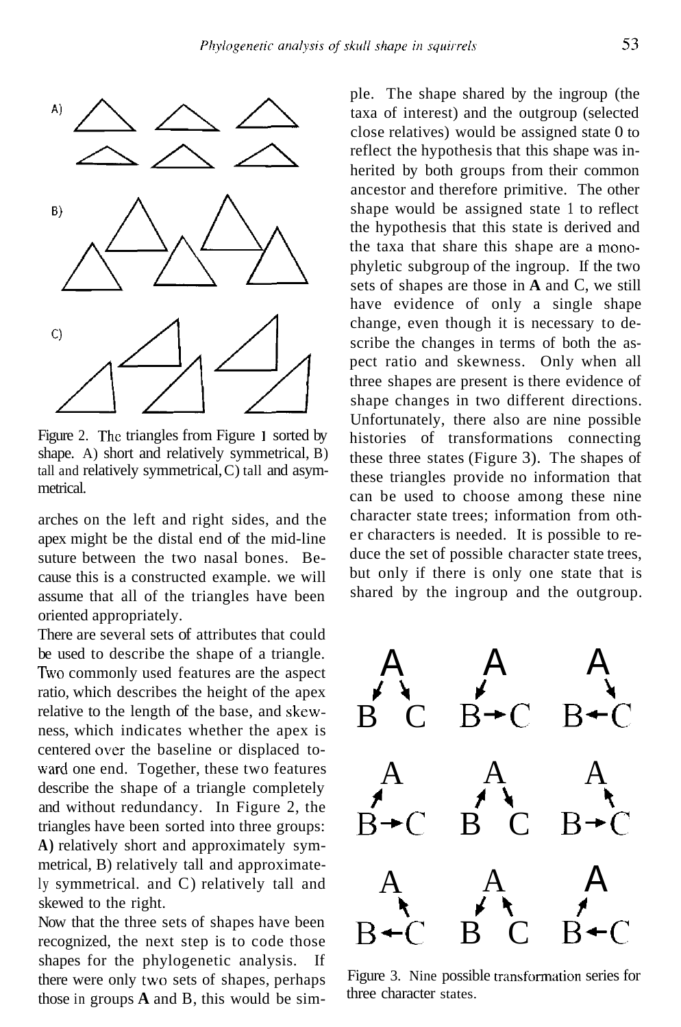Figure 2. The triangles from Figure 1 sorted by shape. A) short and relatively symmetrical, B) tall and relatively symmetrical, C) tall and asymmetrical.

arches on the left and right sides, and the apex might be the distal end of the mid-line suture between the two nasal bones. Because this is a constructed example. we will assume that all of the triangles have been oriented appropriately.

There are several sets of attributes that could be used to describe the shape of a triangle. Two commonly used features are the aspect ratio, which describes the height of the apex relative to the length of the base, and skewness, which indicates whether the apex is centered over the baseline or displaced toward one end. Together, these two features describe the shape of a triangle completely and without redundancy. In Figure 2, the triangles have been sorted into three groups: **A)** relatively short and approximately symmetrical, B) relatively tall and approximately symmetrical. and C) relatively tall and skewed to the right.

Now that the three sets of shapes have been recognized, the next step is to code those shapes for the phylogenetic analysis. If there were only two sets of shapes, perhaps those in groups **A** and B, this would be simple. The shape shared by the ingroup (the taxa of interest) and the outgroup (selected close relatives) would be assigned state 0 to reflect the hypothesis that this shape was inherited by both groups from their common ancestor and therefore primitive. The other shape would be assigned state 1 to reflect the hypothesis that this state is derived and the taxa that share this shape are a monophyletic subgroup of the ingroup. If the two sets of shapes are those in **A** and C, we still have evidence of only a single shape change, even though it is necessary to describe the changes in terms of both the aspect ratio and skewness. Only when all three shapes are present is there evidence of shape changes in two different directions. Unfortunately, there also are nine possible histories of transformations connecting these three states (Figure 3). The shapes of these triangles provide no information that can be used to choose among these nine character state trees; information from other characters is needed. It is possible to reduce the set of possible character state trees, but only if there is only one state that is shared by the ingroup and the outgroup.

Figure 3. Nine possible transformation series for three character states.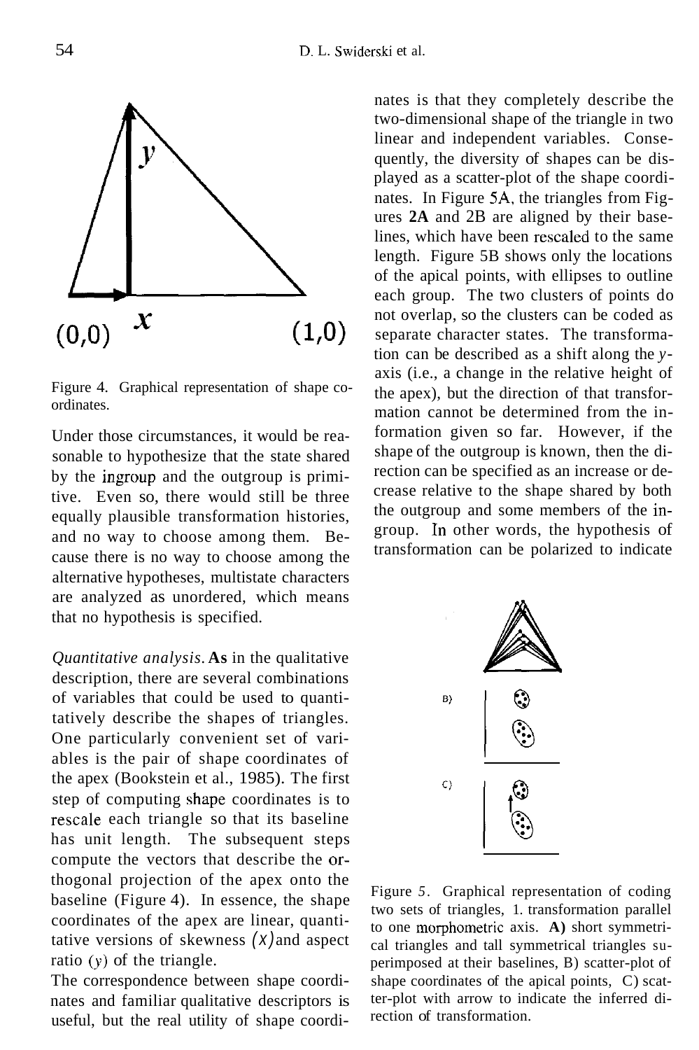(0,0)

$x$

$y$

(1,0)

Figure 4. Graphical representation of shape coordinates.

Under those circumstances, it would be reasonable to hypothesize that the state shared by the ingroup and the outgroup is primitive. Even so, there would still be three equally plausible transformation histories, and no way to choose among them. Because there is no way to choose among the alternative hypotheses, multistate characters are analyzed as unordered, which means that no hypothesis is specified.

*Quantitative analysis*. **As** in the qualitative description, there are several combinations of variables that could be used to quantitatively describe the shapes of triangles. One particularly convenient set of variables is the pair of shape coordinates of the apex (Bookstein et al., 1985). The first step of computing shape coordinates is to rescale each triangle so that its baseline has unit length. The subsequent steps compute the vectors that describe the orthogonal projection of the apex onto the baseline (Figure 4). In essence, the shape coordinates of the apex are linear, quantitative versions of skewness ($x$) and aspect ratio ($y$) of the triangle.

The correspondence between shape coordinates and familiar qualitative descriptors is useful, but the real utility of shape coordinates is that they completely describe the two-dimensional shape of the triangle in two linear and independent variables. Consequently, the diversity of shapes can be displayed as a scatter-plot of the shape coordinates. In Figure 5A, the triangles from Figures **2A** and 2B are aligned by their baselines, which have been rescaled to the same length. Figure 5B shows only the locations of the apical points, with ellipses to outline each group. The two clusters of points do not overlap, so the clusters can be coded as separate character states. The transformation can be described as a shift along the $y$-axis (i.e., a change in the relative height of the apex), but the direction of that transformation cannot be determined from the information given so far. However, if the shape of the outgroup is known, then the direction can be specified as an increase or decrease relative to the shape shared by both the outgroup and some members of the ingroup. In other words, the hypothesis of transformation can be polarized to indicate

B)

C)

Figure 5. Graphical representation of coding two sets of triangles, 1. transformation parallel to one morphometric axis. **A)** short symmetrical triangles and tall symmetrical triangles superimposed at their baselines, B) scatter-plot of shape coordinates of the apical points, C) scatter-plot with arrow to indicate the inferred direction of transformation.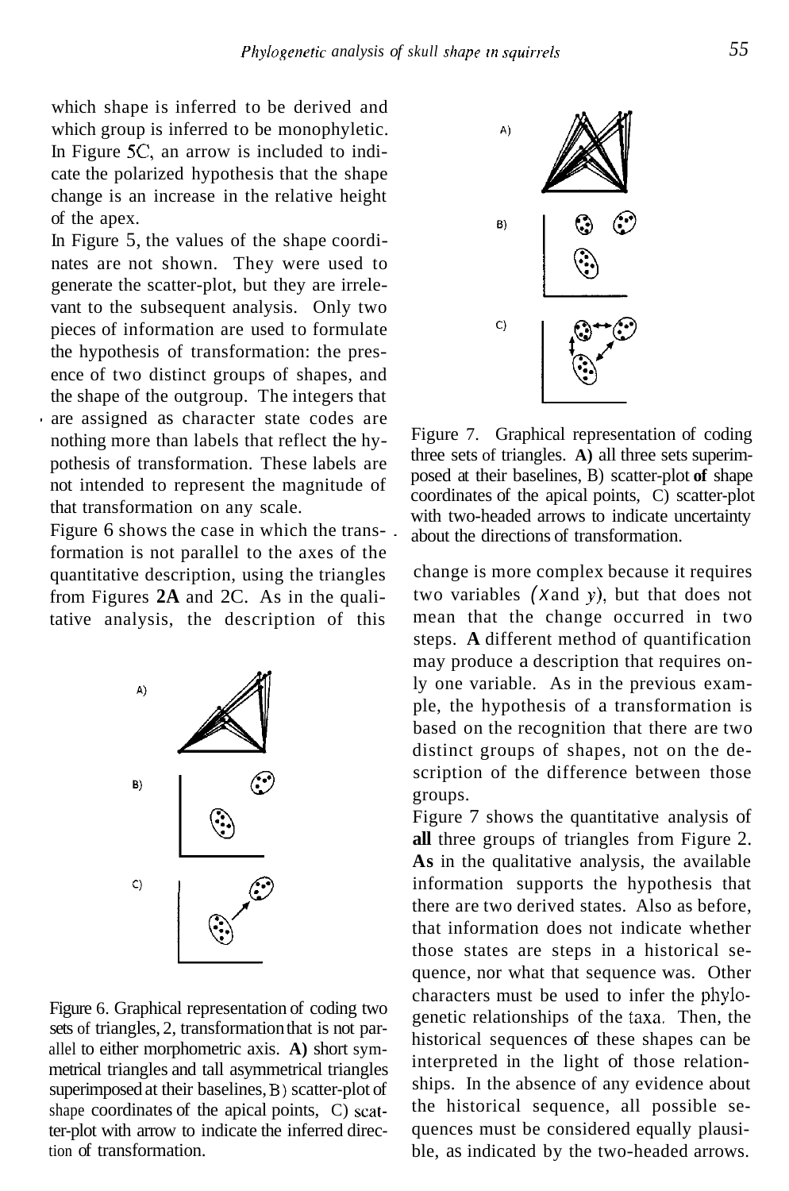which shape is inferred to be derived and which group is inferred to be monophyletic. In Figure 5C, an arrow is included to indicate the polarized hypothesis that the shape change is an increase in the relative height of the apex.

In Figure 5, the values of the shape coordinates are not shown. They were used to generate the scatter-plot, but they are irrelevant to the subsequent analysis. Only two pieces of information are used to formulate the hypothesis of transformation: the presence of two distinct groups of shapes, and the shape of the outgroup. The integers that are assigned as character state codes are nothing more than labels that reflect the hypothesis of transformation. These labels are not intended to represent the magnitude of that transformation on any scale.

Figure 6 shows the case in which the transformation is not parallel to the axes of the quantitative description, using the triangles from Figures **2A** and 2C. As in the qualitative analysis, the description of this change is more complex because it requires two variables ($x$ and $y$), but that does not mean that the change occurred in two steps. **A** different method of quantification may produce a description that requires only one variable. As in the previous example, the hypothesis of a transformation is based on the recognition that there are two distinct groups of shapes, not on the description of the difference between those groups.

Figure 6. Graphical representation of coding two sets of triangles, 2, transformation that is not parallel to either morphometric axis. **A)** short symmetrical triangles and tall asymmetrical triangles superimposed at their baselines, B) scatter-plot of shape coordinates of the apical points, C) scatter-plot with arrow to indicate the inferred direction of transformation.

Figure 7 shows the quantitative analysis of **all** three groups of triangles from Figure 2. **As** in the qualitative analysis, the available information supports the hypothesis that there are two derived states. Also as before, that information does not indicate whether those states are steps in a historical sequence, nor what that sequence was. Other characters must be used to infer the phylogenetic relationships of the taxa. Then, the historical sequences of these shapes can be interpreted in the light of those relationships. In the absence of any evidence about the historical sequence, all possible sequences must be considered equally plausible, as indicated by the two-headed arrows.

Figure 7. Graphical representation of coding three sets of triangles. **A)** all three sets superimposed at their baselines, B) scatter-plot **of** shape coordinates of the apical points, C) scatter-plot with two-headed arrows to indicate uncertainty about the directions of transformation.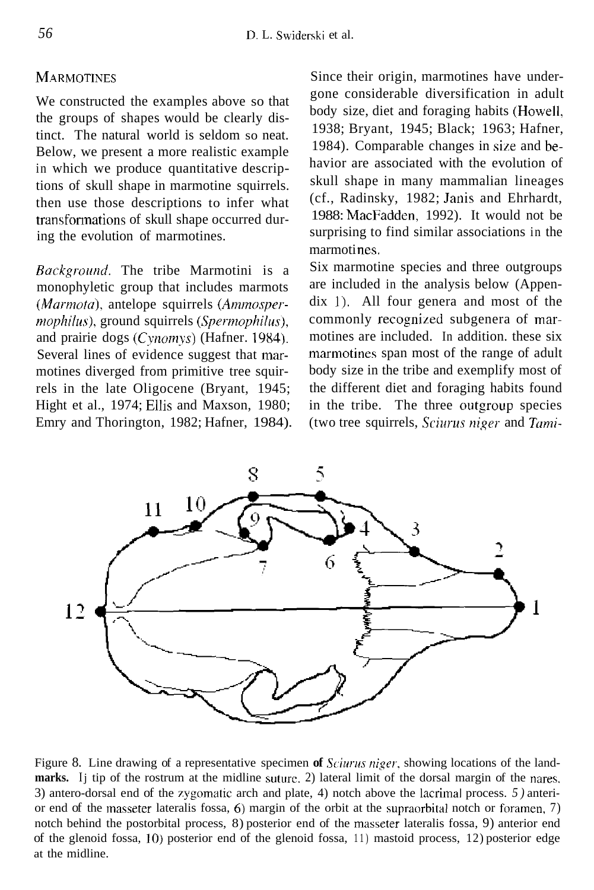## MARMOTINES

We constructed the examples above so that the groups of shapes would be clearly distinct. The natural world is seldom so neat. Below, we present a more realistic example in which we produce quantitative descriptions of skull shape in marmotine squirrels. then use those descriptions to infer what transformations of skull shape occurred during the evolution of marmotines.

*Background*. The tribe Marmotini is a monophyletic group that includes marmots (*Marmota*), antelope squirrels (*Ammospermophilus*), ground squirrels (*Spermophilus*), and prairie dogs (*Cynomys*) (Hafner. 1984). Several lines of evidence suggest that marmotines diverged from primitive tree squirrels in the late Oligocene (Bryant, 1945; Hight et al., 1974; Ellis and Maxson, 1980; Emry and Thorington, 1982; Hafner, 1984). Since their origin, marmotines have undergone considerable diversification in adult body size, diet and foraging habits (Howell, 1938; Bryant, 1945; Black; 1963; Hafner, 1984). Comparable changes in size and behavior are associated with the evolution of skull shape in many mammalian lineages (cf., Radinsky, 1982; Janis and Ehrhardt, 1988: MacFadden, 1992). It would not be surprising to find similar associations in the marmotines.

Six marmotine species and three outgroups are included in the analysis below (Appendix 1). All four genera and most of the commonly recognized subgenera of marmotines are included. In addition. these six marmotines span most of the range of adult body size in the tribe and exemplify most of the different diet and foraging habits found in the tribe. The three outgroup species (two tree squirrels, *Sciurus niger* and *Tami-*

8 5 11 10 9 4 3 2 7 6 12 1

Figure 8. Line drawing of a representative specimen **of** *Sciurus niger*, showing locations of the land**marks.** 1) tip of the rostrum at the midline suture. 2) lateral limit of the dorsal margin of the nares. 3) antero-dorsal end of the zygomatic arch and plate, 4) notch above the lacrimal process. 5) anterior end of the masseter lateralis fossa, 6) margin of the orbit at the supraorbital notch or foramen, 7) notch behind the postorbital process, 8) posterior end of the masseter lateralis fossa, 9) anterior end of the glenoid fossa, 10) posterior end of the glenoid fossa, 11) mastoid process, 12) posterior edge at the midline.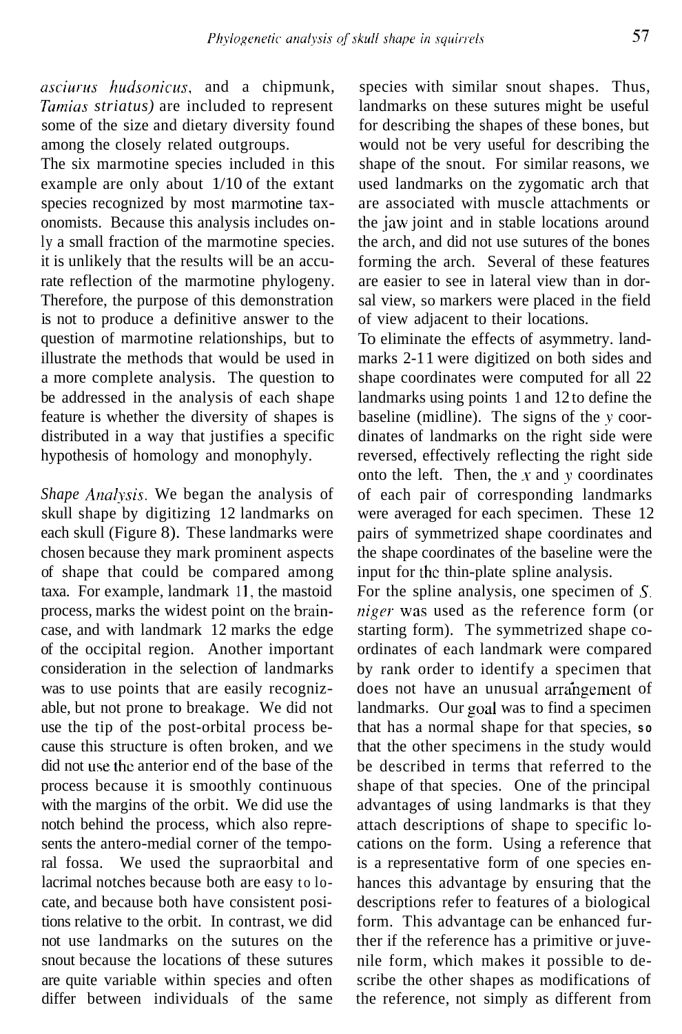*asciurus hudsonicus*, and a chipmunk, *Tamias striatus)* are included to represent some of the size and dietary diversity found among the closely related outgroups.

The six marmotine species included in this example are only about 1/10 of the extant species recognized by most marmotine taxonomists. Because this analysis includes only a small fraction of the marmotine species. it is unlikely that the results will be an accurate reflection of the marmotine phylogeny. Therefore, the purpose of this demonstration is not to produce a definitive answer to the question of marmotine relationships, but to illustrate the methods that would be used in a more complete analysis. The question to be addressed in the analysis of each shape feature is whether the diversity of shapes is distributed in a way that justifies a specific hypothesis of homology and monophyly.

*Shape Analysis.* We began the analysis of skull shape by digitizing 12 landmarks on each skull (Figure 8). These landmarks were chosen because they mark prominent aspects of shape that could be compared among taxa. For example, landmark 11, the mastoid process, marks the widest point on the braincase, and with landmark 12 marks the edge of the occipital region. Another important consideration in the selection of landmarks was to use points that are easily recognizable, but not prone to breakage. We did not use the tip of the post-orbital process because this structure is often broken, and we did not use the anterior end of the base of the process because it is smoothly continuous with the margins of the orbit. We did use the notch behind the process, which also represents the antero-medial corner of the temporal fossa. We used the supraorbital and lacrimal notches because both are easy to locate, and because both have consistent positions relative to the orbit. In contrast, we did not use landmarks on the sutures on the snout because the locations of these sutures are quite variable within species and often differ between individuals of the same species with similar snout shapes. Thus, landmarks on these sutures might be useful for describing the shapes of these bones, but would not be very useful for describing the shape of the snout. For similar reasons, we used landmarks on the zygomatic arch that are associated with muscle attachments or the jaw joint and in stable locations around the arch, and did not use sutures of the bones forming the arch. Several of these features are easier to see in lateral view than in dorsal view, so markers were placed in the field of view adjacent to their locations.

To eliminate the effects of asymmetry. landmarks 2-11 were digitized on both sides and shape coordinates were computed for all 22 landmarks using points 1 and 12 to define the baseline (midline). The signs of the $y$ coordinates of landmarks on the right side were reversed, effectively reflecting the right side onto the left. Then, the $x$ and $y$ coordinates of each pair of corresponding landmarks were averaged for each specimen. These 12 pairs of symmetrized shape coordinates and the shape coordinates of the baseline were the input for the thin-plate spline analysis.

For the spline analysis, one specimen of *S. niger* was used as the reference form (or starting form). The symmetrized shape coordinates of each landmark were compared by rank order to identify a specimen that does not have an unusual arrangement of landmarks. Our goal was to find a specimen that has a normal shape for that species, so that the other specimens in the study would be described in terms that referred to the shape of that species. One of the principal advantages of using landmarks is that they attach descriptions of shape to specific locations on the form. Using a reference that is a representative form of one species enhances this advantage by ensuring that the descriptions refer to features of a biological form. This advantage can be enhanced further if the reference has a primitive or juvenile form, which makes it possible to describe the other shapes as modifications of the reference, not simply as different from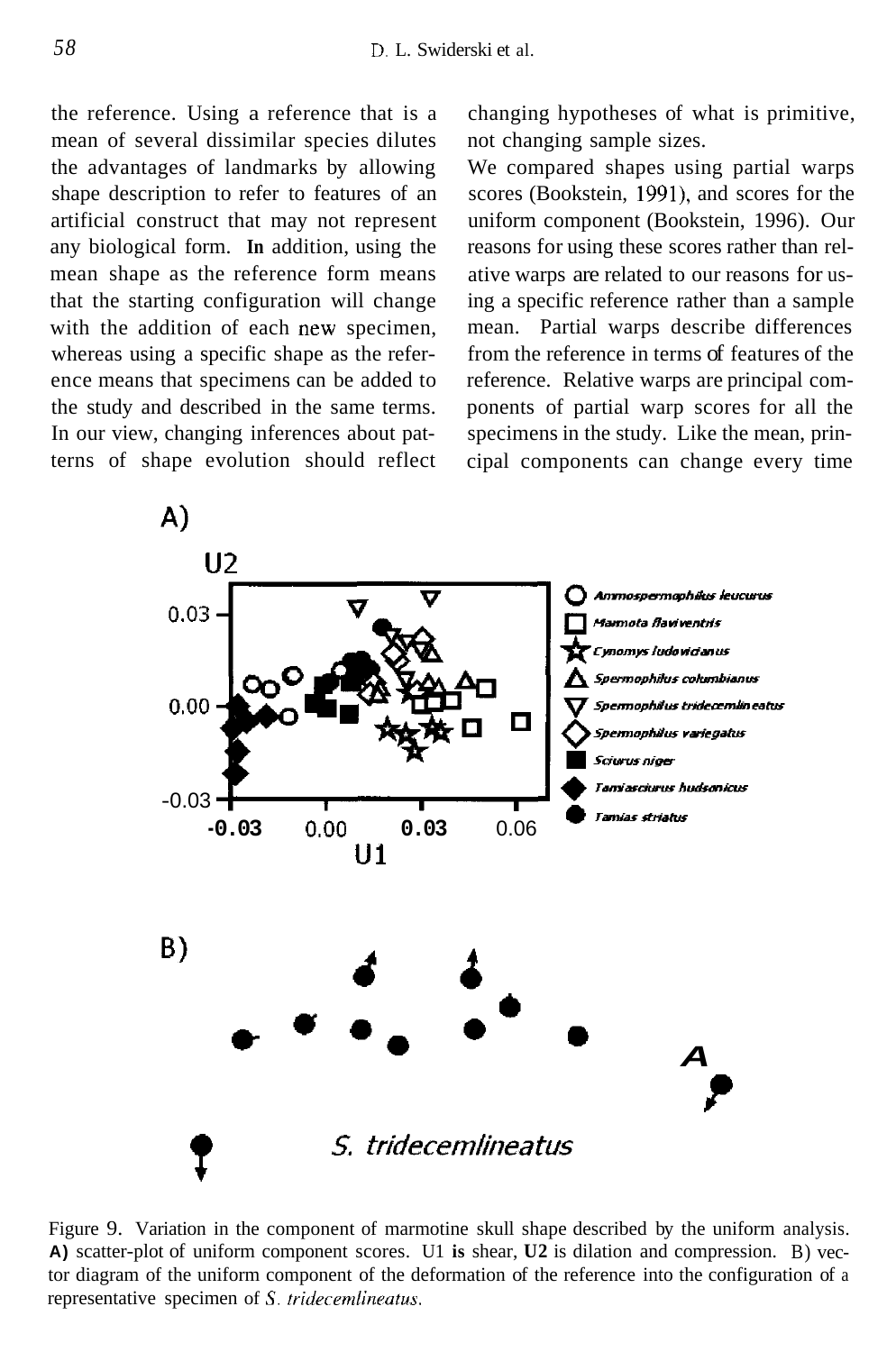the reference. Using a reference that is a mean of several dissimilar species dilutes the advantages of landmarks by allowing shape description to refer to features of an artificial construct that may not represent any biological form. In addition, using the mean shape as the reference form means that the starting configuration will change with the addition of each new specimen, whereas using a specific shape as the reference means that specimens can be added to the study and described in the same terms. In our view, changing inferences about patterns of shape evolution should reflect changing hypotheses of what is primitive, not changing sample sizes.

We compared shapes using partial warps scores (Bookstein, 1991), and scores for the uniform component (Bookstein, 1996). Our reasons for using these scores rather than relative warps are related to our reasons for using a specific reference rather than a sample mean. Partial warps describe differences from the reference in terms of features of the reference. Relative warps are principal components of partial warp scores for all the specimens in the study. Like the mean, principal components can change every time

A)

U2

0.03
0.00
-0.03

-0.03
0.00
0.03
0.06

U1

*Ammospermophilus leucurus*
*Marmota flaviventris*
*Cynomys ludovicianus*
*Spermophilus columbianus*
*Spermophilus tridecemlineatus*
*Spermophilus variegatus*
*Sciurus niger*
*Tamiasciurus hudsonicus*
*Tamias striatus*

B)

A

*S. tridecemlineatus*

Figure 9. Variation in the component of marmotine skull shape described by the uniform analysis. **A)** scatter-plot of uniform component scores. U1 is shear, **U2** is dilation and compression. B) vector diagram of the uniform component of the deformation of the reference into the configuration of a representative specimen of *S. tridecemlineatus*.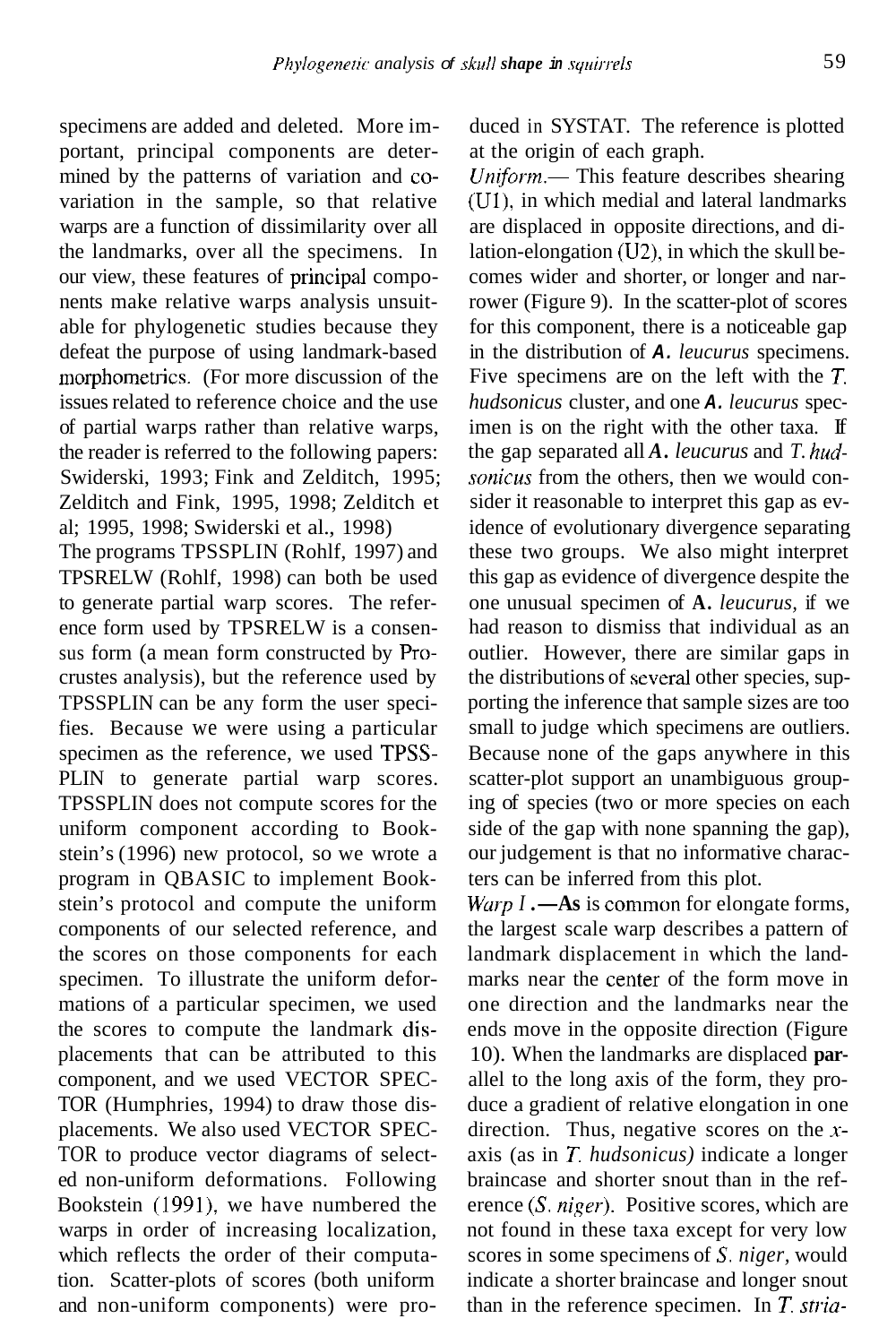specimens are added and deleted. More important, principal components are determined by the patterns of variation and covariation in the sample, so that relative warps are a function of dissimilarity over all the landmarks, over all the specimens. In our view, these features of principal components make relative warps analysis unsuitable for phylogenetic studies because they defeat the purpose of using landmark-based morphometrics. (For more discussion of the issues related to reference choice and the use of partial warps rather than relative warps, the reader is referred to the following papers: Swiderski, 1993; Fink and Zelditch, 1995; Zelditch and Fink, 1995, 1998; Zelditch et al; 1995, 1998; Swiderski et al., 1998)

The programs TPSSPLIN (Rohlf, 1997) and TPSRELW (Rohlf, 1998) can both be used to generate partial warp scores. The reference form used by TPSRELW is a consensus form (a mean form constructed by Procrustes analysis), but the reference used by TPSSPLIN can be any form the user specifies. Because we were using a particular specimen as the reference, we used TPSSPLIN to generate partial warp scores. TPSSPLIN does not compute scores for the uniform component according to Bookstein's (1996) new protocol, so we wrote a program in QBASIC to implement Bookstein's protocol and compute the uniform components of our selected reference, and the scores on those components for each specimen. To illustrate the uniform deformations of a particular specimen, we used the scores to compute the landmark displacements that can be attributed to this component, and we used VECTOR SPECTOR (Humphries, 1994) to draw those displacements. We also used VECTOR SPECTOR to produce vector diagrams of selected non-uniform deformations. Following Bookstein (1991), we have numbered the warps in order of increasing localization, which reflects the order of their computation. Scatter-plots of scores (both uniform and non-uniform components) were produced in SYSTAT. The reference is plotted at the origin of each graph.

*Uniform.*— This feature describes shearing (U1), in which medial and lateral landmarks are displaced in opposite directions, and dilation-elongation (U2), in which the skull becomes wider and shorter, or longer and narrower (Figure 9). In the scatter-plot of scores for this component, there is a noticeable gap in the distribution of ***A.** leucurus* specimens. Five specimens are on the left with the *T. hudsonicus* cluster, and one ***A.** leucurus* specimen is on the right with the other taxa. If the gap separated all ***A.** leucurus* and *T. hudsonicus* from the others, then we would consider it reasonable to interpret this gap as evidence of evolutionary divergence separating these two groups. We also might interpret this gap as evidence of divergence despite the one unusual specimen of **A.** *leucurus,* if we had reason to dismiss that individual as an outlier. However, there are similar gaps in the distributions of several other species, supporting the inference that sample sizes are too small to judge which specimens are outliers. Because none of the gaps anywhere in this scatter-plot support an unambiguous grouping of species (two or more species on each side of the gap with none spanning the gap), our judgement is that no informative characters can be inferred from this plot.

*Warp 1*.—**As** is common for elongate forms, the largest scale warp describes a pattern of landmark displacement in which the landmarks near the center of the form move in one direction and the landmarks near the ends move in the opposite direction (Figure 10). When the landmarks are displaced **par**allel to the long axis of the form, they produce a gradient of relative elongation in one direction. Thus, negative scores on the $x$-axis (as in *T. hudsonicus)* indicate a longer braincase and shorter snout than in the reference (*S. niger*). Positive scores, which are not found in these taxa except for very low scores in some specimens of *S. niger*, would indicate a shorter braincase and longer snout than in the reference specimen. In *T. stria-*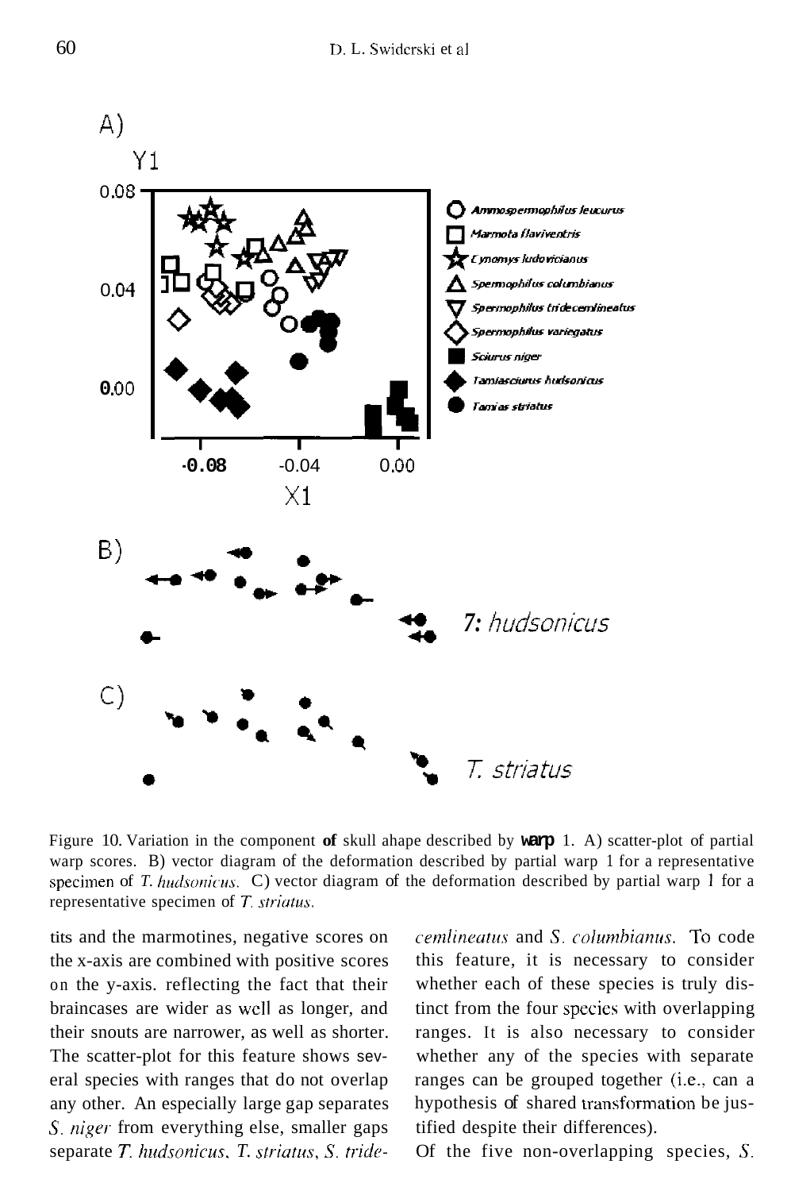A)

Y1

0.08

0.04

0.00

-0.08

-0.04

0.00

X1

Ammospermophilus leucurus

Marmota flaviventris

Cynomys ludovicianus

Spermophilus columbianus

Spermophilus tridecemlineatus

Spermophilus variegatus

Sciurus niger

Tamiasciurus hudsonicus

Tamias striatus

B)

T. hudsonicus

C)

T. striatus

Figure 10. Variation in the component of skull shape described by warp 1. A) scatter-plot of partial warp scores. B) vector diagram of the deformation described by partial warp 1 for a representative specimen of *T. hudsonicus*. C) vector diagram of the deformation described by partial warp 1 for a representative specimen of *T. striatus*.

tits and the marmotines, negative scores on the x-axis are combined with positive scores on the y-axis. reflecting the fact that their braincases are wider as well as longer, and their snouts are narrower, as well as shorter. The scatter-plot for this feature shows several species with ranges that do not overlap any other. An especially large gap separates *S. niger* from everything else, smaller gaps separate *T. hudsonicus*, *T. striatus*, *S. tridecemlineatus* and *S. columbianus*. To code this feature, it is necessary to consider whether each of these species is truly distinct from the four species with overlapping ranges. It is also necessary to consider whether any of the species with separate ranges can be grouped together (i.e., can a hypothesis of shared transformation be justified despite their differences).

Of the five non-overlapping species, *S.*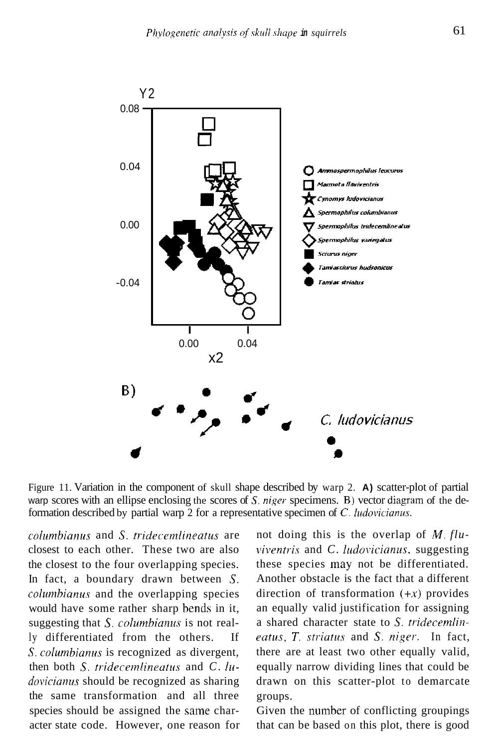Y2

0.08

0.04

0.00

-0.04

0.00

0.04

x2

Ammospermophilus leucurus

Marmota flaviventris

Cynomys ludovicianus

Spermophilus columbianus

Spermophilus tridecemlineatus

Spermophilus variegatus

Sciurus niger

Tamiasciurus hudsonicus

Tamias striatus

B)

C. ludovicianus

Figure 11. Variation in the component of skull shape described by warp 2. **A)** scatter-plot of partial warp scores with an ellipse enclosing the scores of *S. niger* specimens. **B)** vector diagram of the deformation described by partial warp 2 for a representative specimen of *C. ludovicianus*.

*columbianus* and *S. tridecemlineatus* are closest to each other. These two are also the closest to the four overlapping species. In fact, a boundary drawn between *S. columbianus* and the overlapping species would have some rather sharp bends in it, suggesting that *S. columbianus* is not really differentiated from the others. If *S. columbianus* is recognized as divergent, then both *S. tridecemlineatus* and *C. ludovicianus* should be recognized as sharing the same transformation and all three species should be assigned the same character state code. However, one reason for not doing this is the overlap of *M. flaviventris* and *C. ludovicianus*, suggesting these species may not be differentiated. Another obstacle is the fact that a different direction of transformation $(+x)$ provides an equally valid justification for assigning a shared character state to *S. tridecemlineatus*, *T. striatus* and *S. niger*. In fact, there are at least two other equally valid, equally narrow dividing lines that could be drawn on this scatter-plot to demarcate groups.

Given the number of conflicting groupings that can be based on this plot, there is good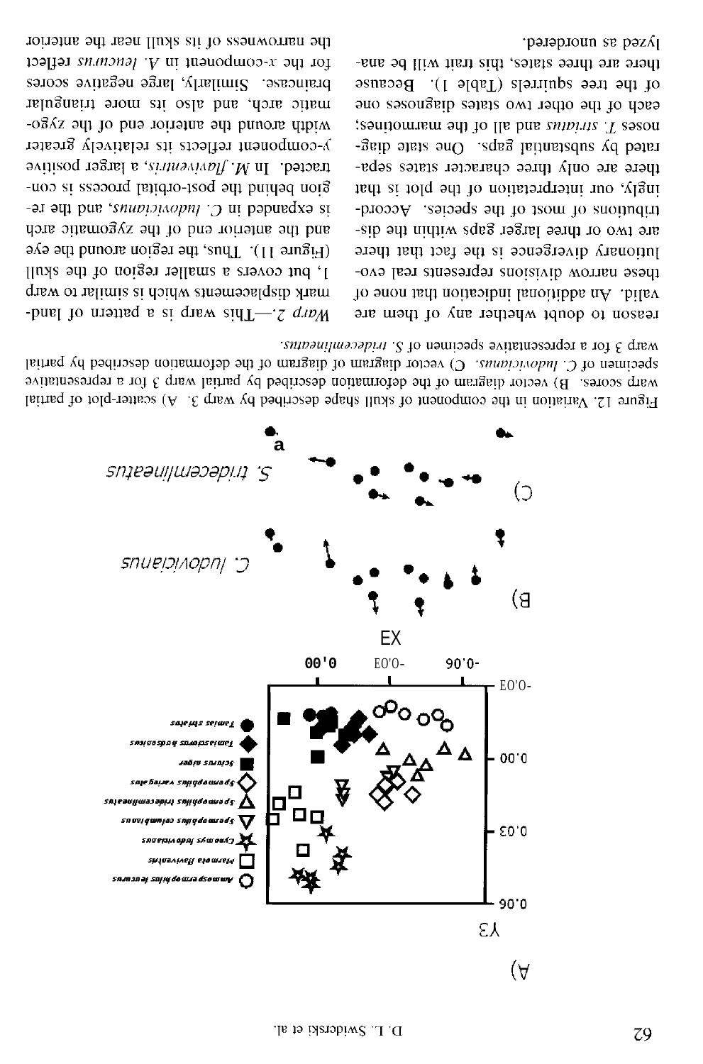A)

Y3

0.06

0.03

0.00

-0.03

-0.06

-0.03

0.00

X3

Ammospermophilus leucurus

Marmota flaviventris

Cynomys ludovicianus

Spermophilus columbianus

Spermophilus tridecemlineatus

Spermophilus variegatus

Sciurus niger

Tamiasciurus hudsonicus

Tamias striatus

B)

C. ludovicianus

C)

S. tridecemlineatus

a

Figure 12. Variation in the component of skull shape described by warp 3. A) scatter-plot of partial warp scores. B) vector diagram of the deformation described by partial warp 3 for a representative specimen of *C. ludovicianus*. C) vector diagram of diagram of the deformation described by partial warp 3 for a representative specimen of *S. tridecemlineatus*.

reason to doubt whether any of them are valid. An additional indication that none of these narrow divisions represents real evolutionary divergence is the fact that there are two or three larger gaps within the distributions of most of the species. Accordingly, our interpretation of the plot is that there are only three character states separated by substantial gaps. One state diagnoses *T. striatus* and all of the marmotines; each of the other two states diagnoses one of the tree squirrels (Table 1). Because there are three states, this trait will be analyzed as unordered.

*Warp 2*.—This warp is a pattern of landmark displacements which is similar to warp 1, but covers a smaller region of the skull (Figure 11). Thus, the region around the eye and the anterior end of the zygomatic arch is expanded in *C. ludovicianus*, and the region behind the post-orbital process is contracted. In *M. flaviventris*, a larger positive y-component reflects its relatively greater width around the anterior end of the zygomatic arch, and also its more triangular braincase. Similarly, large negative scores for the x-component in *A. leucurus* reflect the narrowness of its skull near the anterior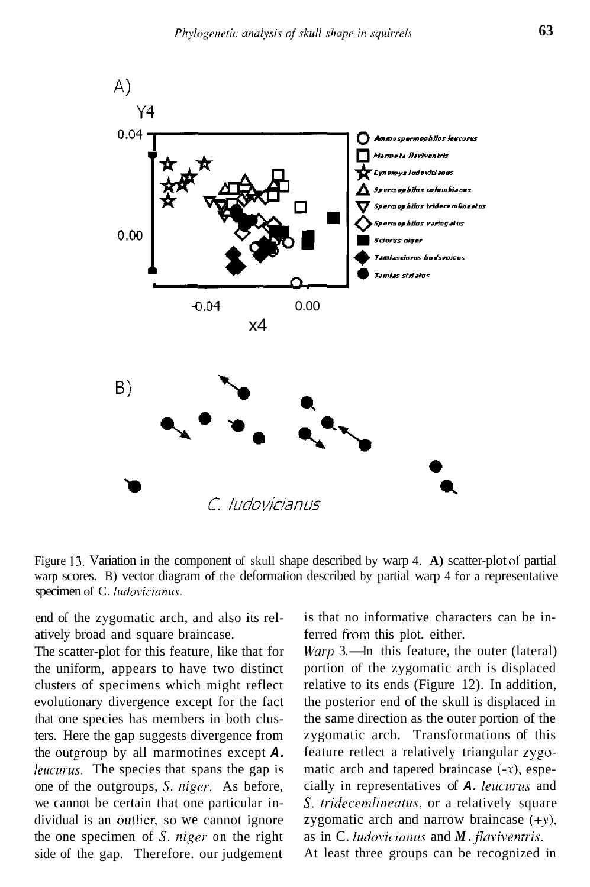A)

Y4

0.04

0.00

-0.04

0.00

x4

*Ammospermophilus leucurus*

*Marmota flaviventris*

*Cynomys ludovicianus*

*Spermophilus columbianus*

*Spermophilus tridecemlineatus*

*Spermophilus variegatus*

*Sciurus niger*

*Tamiasciurus hudsonicus*

*Tamias striatus*

B)

*C. ludovicianus*

Figure 13. Variation in the component of skull shape described by warp 4. **A)** scatter-plot of partial warp scores. B) vector diagram of the deformation described by partial warp 4 for a representative specimen of *C. ludovicianus*.

end of the zygomatic arch, and also its relatively broad and square braincase.

The scatter-plot for this feature, like that for the uniform, appears to have two distinct clusters of specimens which might reflect evolutionary divergence except for the fact that one species has members in both clusters. Here the gap suggests divergence from the outgroup by all marmotines except ***A. leucurus***. The species that spans the gap is one of the outgroups, *S. niger*. As before, we cannot be certain that one particular individual is an outlier, so we cannot ignore the one specimen of *S. niger* on the right side of the gap. Therefore, our judgement is that no informative characters can be inferred from this plot. either.

*Warp* 3.—In this feature, the outer (lateral) portion of the zygomatic arch is displaced relative to its ends (Figure 12). In addition, the posterior end of the skull is displaced in the same direction as the outer portion of the zygomatic arch. Transformations of this feature reflect a relatively triangular zygomatic arch and tapered braincase (-*x*), especially in representatives of ***A. leucurus*** and *S. tridecemlineatus*, or a relatively square zygomatic arch and narrow braincase (+*y*), as in *C. ludovicianus* and ***M. flaviventris***.

At least three groups can be recognized in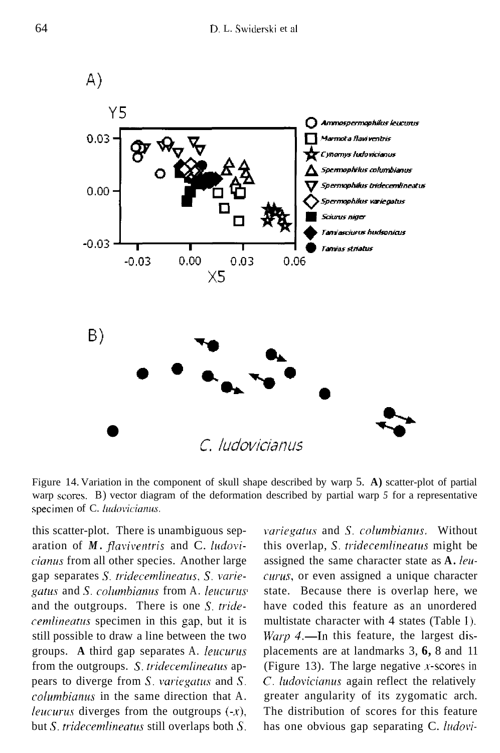A)

Y5

0.03

0.00

-0.03

-0.03 0.00 0.03 0.06

X5

*Ammospermophilus leucurus*

*Marmota flaviventris*

*Cynomys ludovicianus*

*Spermophilus columbianus*

*Spermophilus tridecemlineatus*

*Spermophilus variegatus*

*Sciurus niger*

*Tamiasciurus hudsonicus*

*Tamias striatus*

B)

*C. ludovicianus*

Figure 14. Variation in the component of skull shape described by warp 5. **A)** scatter-plot of partial warp scores. B) vector diagram of the deformation described by partial warp 5 for a representative specimen of *C. ludovicianus*.

this scatter-plot. There is unambiguous separation of ***M. flaviventris*** and *C. ludovicianus* from all other species. Another large gap separates *S. tridecemlineatus*, *S. variegatus* and *S. columbianus* from *A. leucurus* and the outgroups. There is one *S. tridecemlineatus* specimen in this gap, but it is still possible to draw a line between the two groups. **A** third gap separates *A. leucurus* from the outgroups. *S. tridecemlineatus* appears to diverge from *S. variegatus* and *S. columbianus* in the same direction that *A. leucurus* diverges from the outgroups ($-x$), but *S. tridecemlineatus* still overlaps both *S. variegatus* and *S. columbianus*. Without this overlap, *S. tridecemlineatus* might be assigned the same character state as ***A.*** *leucurus*, or even assigned a unique character state. Because there is overlap here, we have coded this feature as an unordered multistate character with 4 states (Table 1).

*Warp 4*.—In this feature, the largest displacements are at landmarks 3, **6,** 8 and 11 (Figure 13). The large negative $x$-scores in *C. ludovicianus* again reflect the relatively greater angularity of its zygomatic arch. The distribution of scores for this feature has one obvious gap separating *C. ludovi-*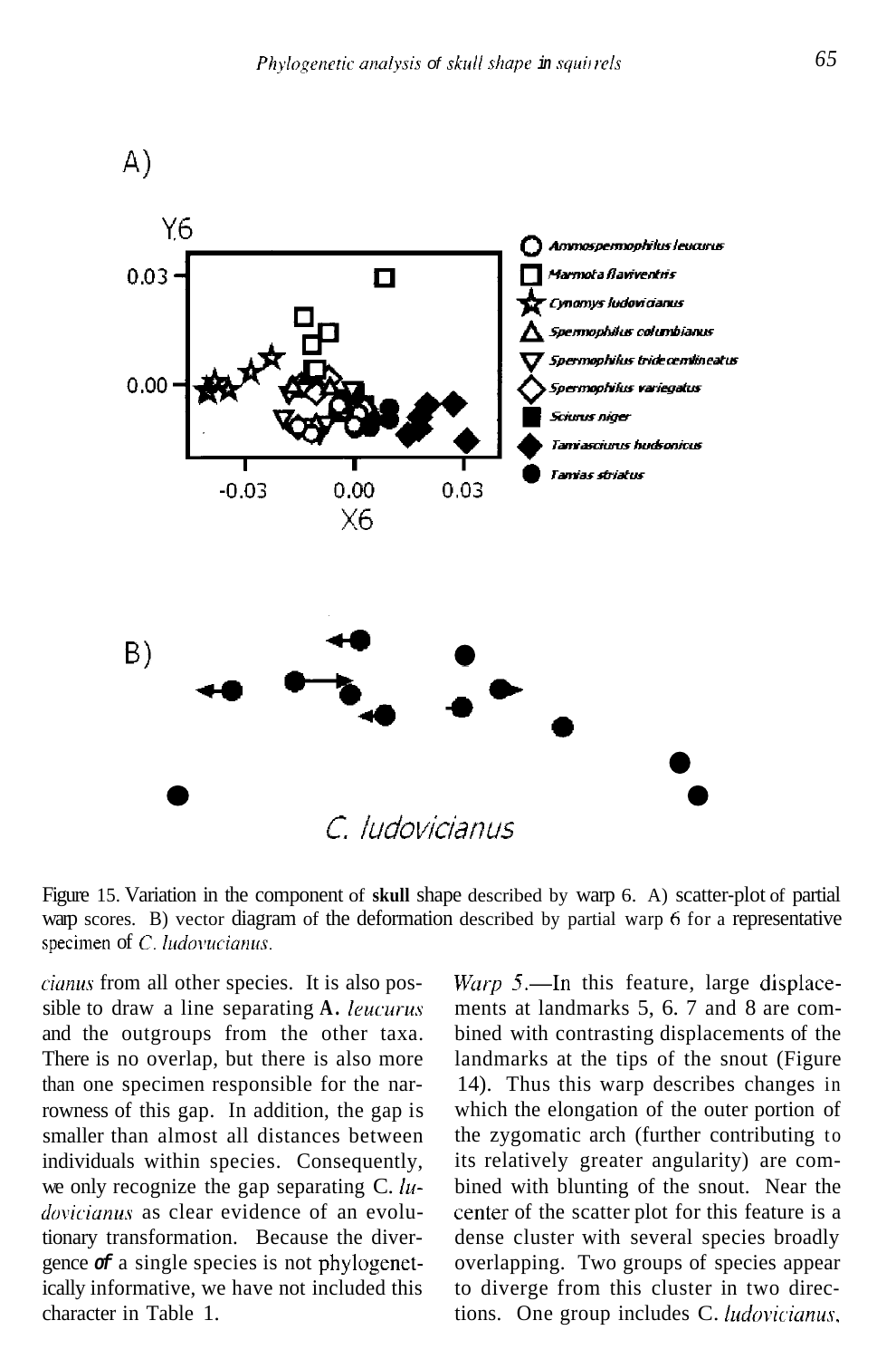A)

Y6

0.03

0.00

-0.03

0.00

0.03

X6

Ammospermophilus leucurus

Marmota flaviventris

Cynomys ludovicianus

Spermophilus columbianus

Spermophilus tridecemlineatus

Spermophilus variegatus

Sciurus niger

Tamiasciurus hudsonicus

Tamias striatus

B)

C. ludovicianus

Figure 15. Variation in the component of skull shape described by warp 6. A) scatter-plot of partial warp scores. B) vector diagram of the deformation described by partial warp 6 for a representative specimen of *C. ludovucianus*.

*cianus* from all other species. It is also possible to draw a line separating *A. leucurus* and the outgroups from the other taxa. There is no overlap, but there is also more than one specimen responsible for the narrowness of this gap. In addition, the gap is smaller than almost all distances between individuals within species. Consequently, we only recognize the gap separating *C. ludovicianus* as clear evidence of an evolutionary transformation. Because the divergence of a single species is not phylogenetically informative, we have not included this character in Table 1.

*Warp 5*.—In this feature, large displacements at landmarks 5, 6. 7 and 8 are combined with contrasting displacements of the landmarks at the tips of the snout (Figure 14). Thus this warp describes changes in which the elongation of the outer portion of the zygomatic arch (further contributing to its relatively greater angularity) are combined with blunting of the snout. Near the center of the scatter plot for this feature is a dense cluster with several species broadly overlapping. Two groups of species appear to diverge from this cluster in two directions. One group includes *C. ludovicianus*,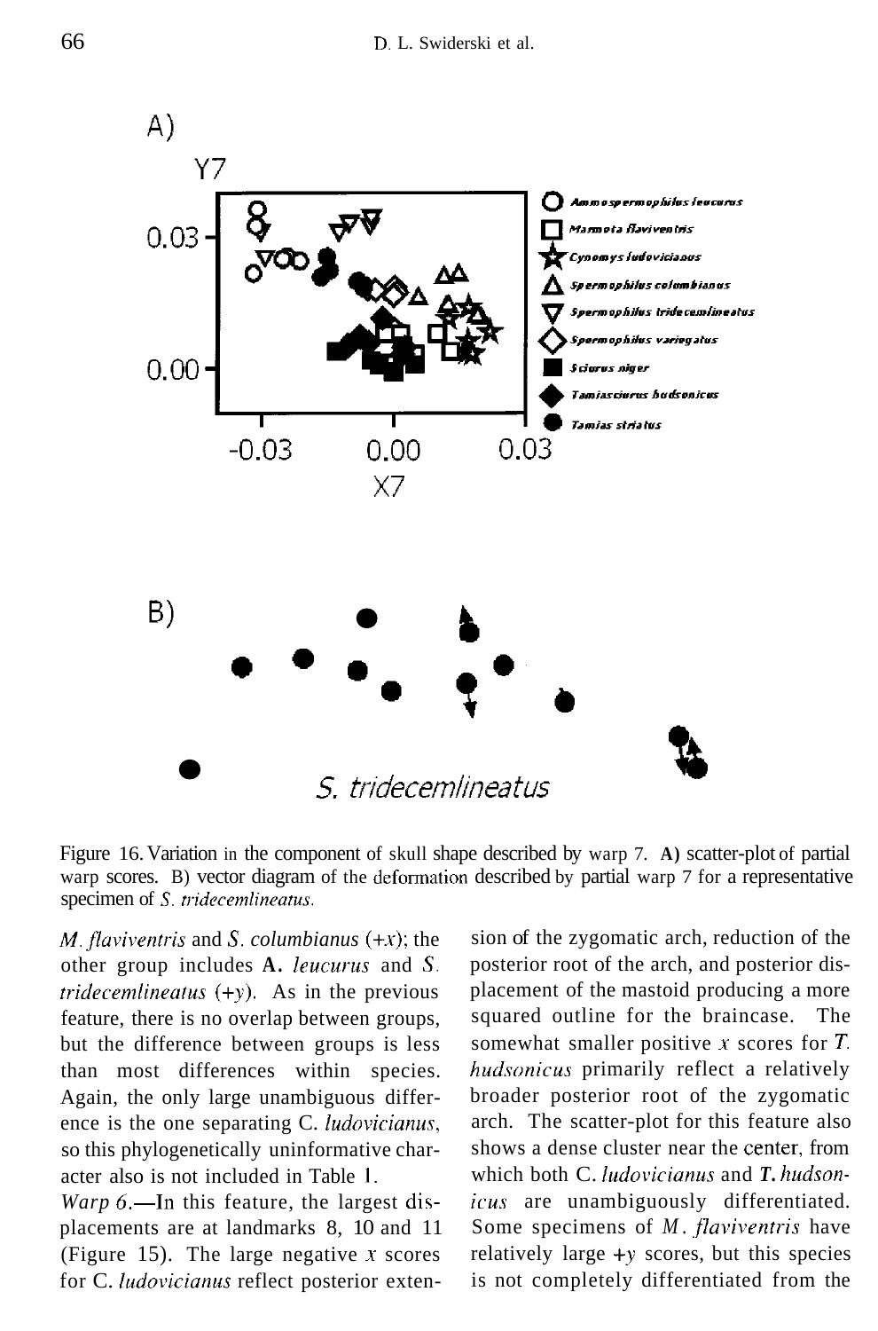A)

Y7

0.03

0.00

-0.03 0.00 0.03

X7

*Ammospermophilus leucurus*

*Marmota flaviventris*

*Cynomys ludovicianus*

*Spermophilus columbianus*

*Spermophilus tridecemlineatus*

*Spermophilus variegatus*

*Sciurus niger*

*Tamiasciurus hudsonicus*

*Tamias striatus*

B)

*S. tridecemlineatus*

Figure 16. Variation in the component of skull shape described by warp 7. **A)** scatter-plot of partial warp scores. B) vector diagram of the deformation described by partial warp 7 for a representative specimen of *S. tridecemlineatus*.

*M. flaviventris* and *S. columbianus* ($+x$); the other group includes **A.** *leucurus* and *S. tridecemlineatus* ($+y$). As in the previous feature, there is no overlap between groups, but the difference between groups is less than most differences within species. Again, the only large unambiguous difference is the one separating C. *ludovicianus*, so this phylogenetically uninformative character also is not included in Table 1.

*Warp 6*.—In this feature, the largest displacements are at landmarks 8, 10 and 11 (Figure 15). The large negative $x$ scores for C. *ludovicianus* reflect posterior extension of the zygomatic arch, reduction of the posterior root of the arch, and posterior displacement of the mastoid producing a more squared outline for the braincase. The somewhat smaller positive $x$ scores for *T. hudsonicus* primarily reflect a relatively broader posterior root of the zygomatic arch. The scatter-plot for this feature also shows a dense cluster near the center, from which both C. *ludovicianus* and ***T. hudsonicus*** are unambiguously differentiated. Some specimens of *M. flaviventris* have relatively large $+y$ scores, but this species is not completely differentiated from the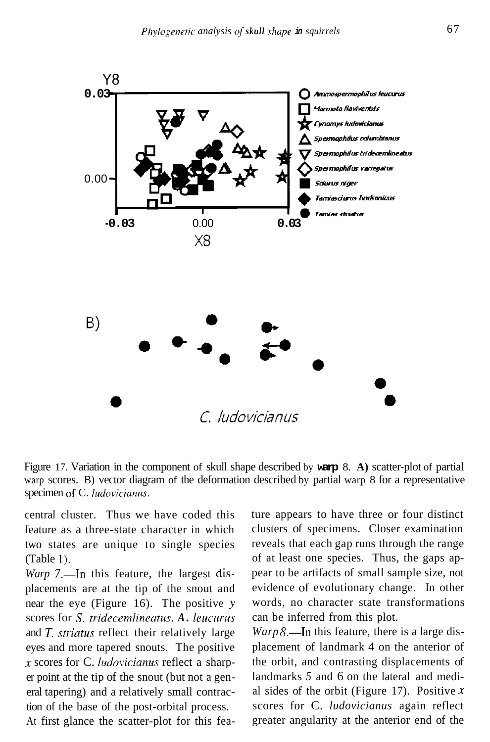Y8

0.03

0.00

-0.03

0.00

0.03

X8

Ammospermophilus leucurus

Marmota flaviventris

Cynomys ludovicianus

Spermophilus columbianus

Spermophilus tridecemlineatus

Spermophilus variegatus

Sciurus niger

Tamiasciurus hudsonicus

Tamias striatus

B)

C. ludovicianus

Figure 17. Variation in the component of skull shape described by **warp** 8. **A)** scatter-plot of partial warp scores. B) vector diagram of the deformation described by partial warp 8 for a representative specimen of C. *ludovicianus*.

central cluster. Thus we have coded this feature as a three-state character in which two states are unique to single species (Table 1).

*Warp 7*.—In this feature, the largest displacements are at the tip of the snout and near the eye (Figure 16). The positive $y$ scores for *S. tridecemlineatus*, *A. leucurus* and *T. striatus* reflect their relatively large eyes and more tapered snouts. The positive $x$ scores for C. *ludovicianus* reflect a sharper point at the tip of the snout (but not a general tapering) and a relatively small contraction of the base of the post-orbital process.

At first glance the scatter-plot for this feature appears to have three or four distinct clusters of specimens. Closer examination reveals that each gap runs through the range of at least one species. Thus, the gaps appear to be artifacts of small sample size, not evidence of evolutionary change. In other words, no character state transformations can be inferred from this plot.

*Warp 8*.—In this feature, there is a large displacement of landmark 4 on the anterior of the orbit, and contrasting displacements of landmarks 5 and 6 on the lateral and medial sides of the orbit (Figure 17). Positive $x$ scores for C. *ludovicianus* again reflect greater angularity at the anterior end of the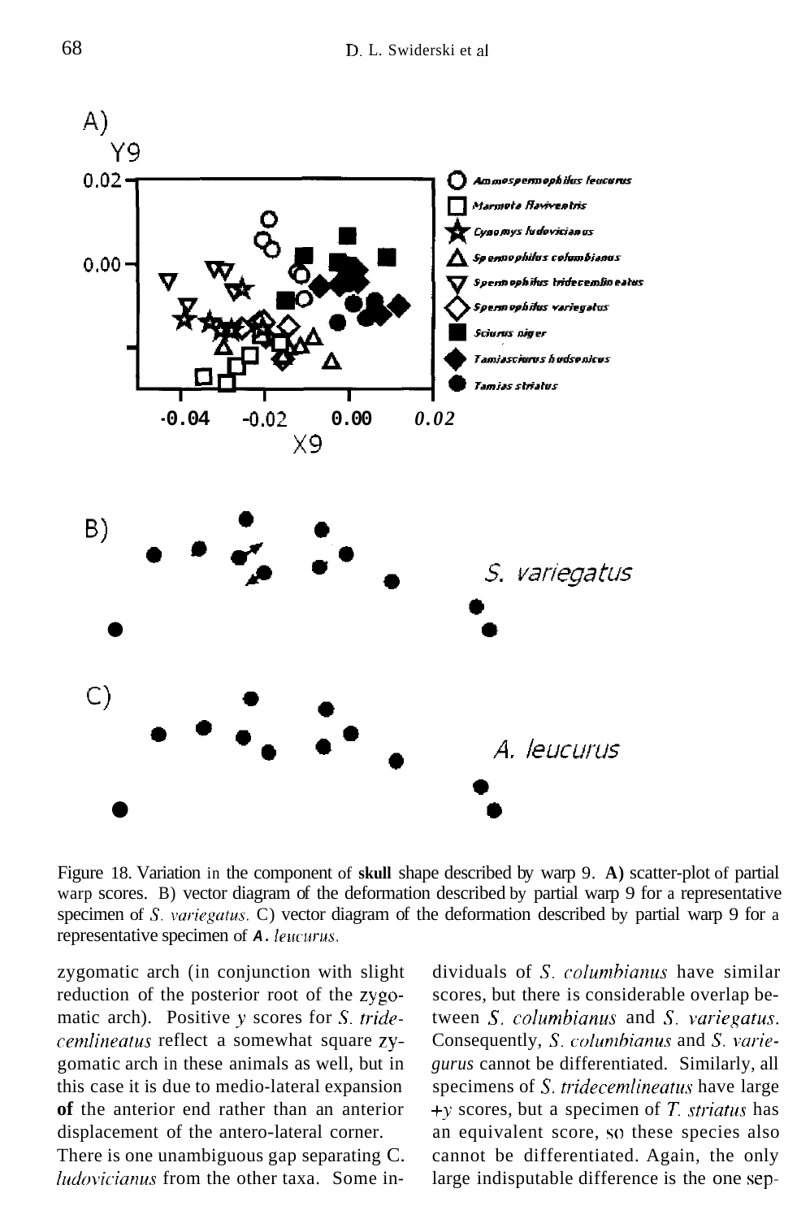A)

Y9

0.02

0.00

-0.04 -0.02 0.00 0.02

X9

Ammospermophilus leucurus

Marmota flaviventris

Cynomys ludovicianus

Spermophilus columbianus

Spermophilus tridecemlineatus

Spermophilus variegatus

Sciurus niger

Tamiasciurus hudsonicus

Tamias striatus

B)

S. variegatus

C)

A. leucurus

Figure 18. Variation in the component of **skull** shape described by warp 9. **A)** scatter-plot of partial warp scores. B) vector diagram of the deformation described by partial warp 9 for a representative specimen of *S. variegatus*. C) vector diagram of the deformation described by partial warp 9 for a representative specimen of *A. leucurus*.

zygomatic arch (in conjunction with slight reduction of the posterior root of the zygomatic arch). Positive *y* scores for *S. tridecemlineatus* reflect a somewhat square zygomatic arch in these animals as well, but in this case it is due to medio-lateral expansion **of** the anterior end rather than an anterior displacement of the antero-lateral corner.

There is one unambiguous gap separating C. *ludovicianus* from the other taxa. Some individuals of *S. columbianus* have similar scores, but there is considerable overlap between *S. columbianus* and *S. variegatus*. Consequently, *S. columbianus* and *S. variegurus* cannot be differentiated. Similarly, all specimens of *S. tridecemlineatus* have large $+y$ scores, but a specimen of *T. striatus* has an equivalent score, so these species also cannot be differentiated. Again, the only large indisputable difference is the one sep-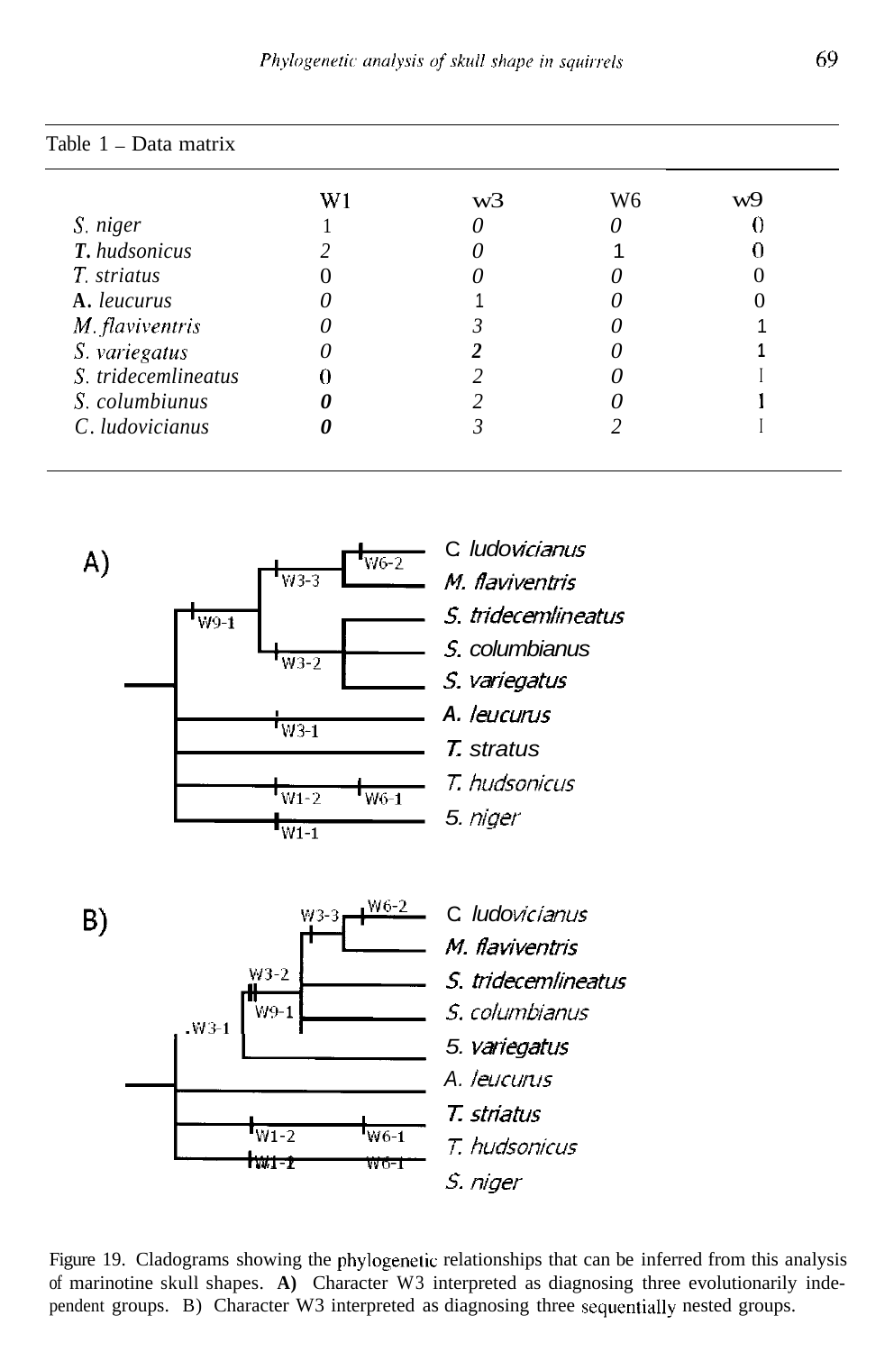Table 1 – Data matrix

| | W1 | W3 | W6 | W9 |
|---|---|---|---|---|
| *S. niger* | 1 | 0 | 0 | 0 |
| *T. hudsonicus* | 2 | 0 | 1 | 0 |
| *T. striatus* | 0 | 0 | 0 | 0 |
| *A. leucurus* | 0 | 1 | 0 | 0 |
| *M. flaviventris* | 0 | 3 | 0 | 1 |
| *S. variegatus* | 0 | 2 | 0 | 1 |
| *S. tridecemlineatus* | 0 | 2 | 0 | 1 |
| *S. columbiunus* | 0 | 2 | 0 | 1 |
| *C. ludovicianus* | 0 | 3 | 2 | 1 |

A)

W6-2
W3-3
W9-1
W3-2
W3-1
W1-2
W6-1
W1-1

C. *ludovicianus*
*M. flaviventris*
*S. tridecemlineatus*
*S. columbianus*
*S. variegatus*
*A. leucurus*
*T. stratus*
*T. hudsonicus*
*5. niger*

B)

W3-3
W6-2
W3-2
W9-1
W3-1
W1-2
W6-1
W1-2
W6-1

C. *ludovicianus*
*M. flaviventris*
*S. tridecemlineatus*
*S. columbianus*
*5. variegatus*
*A. leucurus*
*T. striatus*
*T. hudsonicus*
*S. niger*

Figure 19. Cladograms showing the phylogenetic relationships that can be inferred from this analysis of marinotine skull shapes. **A)** Character W3 interpreted as diagnosing three evolutionarily independent groups. B) Character W3 interpreted as diagnosing three sequentially nested groups.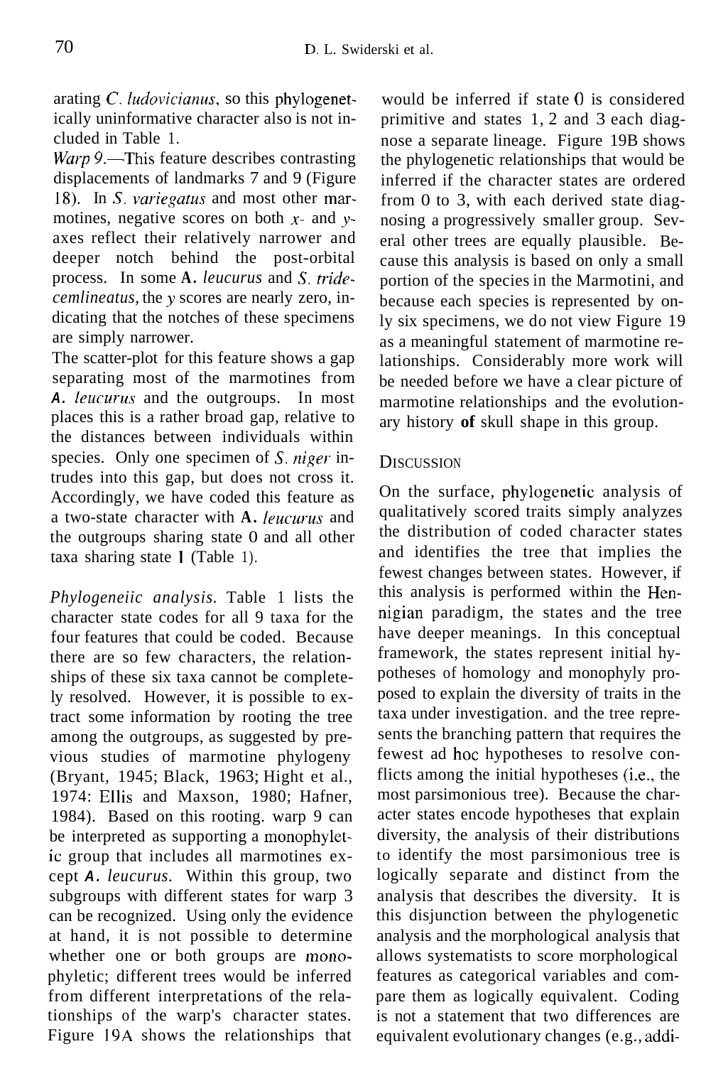arating *C. ludovicianus*, so this phylogenetically uninformative character also is not included in Table 1.

*Warp 9*.—This feature describes contrasting displacements of landmarks 7 and 9 (Figure 18). In *S. variegatus* and most other marmotines, negative scores on both $x$- and $y$-axes reflect their relatively narrower and deeper notch behind the post-orbital process. In some *A. leucurus* and *S. tridecemlineatus*, the $y$ scores are nearly zero, indicating that the notches of these specimens are simply narrower.

The scatter-plot for this feature shows a gap separating most of the marmotines from *A. leucurus* and the outgroups. In most places this is a rather broad gap, relative to the distances between individuals within species. Only one specimen of *S. niger* intrudes into this gap, but does not cross it. Accordingly, we have coded this feature as a two-state character with *A. leucurus* and the outgroups sharing state 0 and all other taxa sharing state 1 (Table 1).

*Phylogeneiic analysis*. Table 1 lists the character state codes for all 9 taxa for the four features that could be coded. Because there are so few characters, the relationships of these six taxa cannot be completely resolved. However, it is possible to extract some information by rooting the tree among the outgroups, as suggested by previous studies of marmotine phylogeny (Bryant, 1945; Black, 1963; Hight et al., 1974: Ellis and Maxson, 1980; Hafner, 1984). Based on this rooting. warp 9 can be interpreted as supporting a monophyletic group that includes all marmotines except *A. leucurus*. Within this group, two subgroups with different states for warp 3 can be recognized. Using only the evidence at hand, it is not possible to determine whether one or both groups are monophyletic; different trees would be inferred from different interpretations of the relationships of the warp's character states. Figure 19A shows the relationships that would be inferred if state 0 is considered primitive and states 1, 2 and 3 each diagnose a separate lineage. Figure 19B shows the phylogenetic relationships that would be inferred if the character states are ordered from 0 to 3, with each derived state diagnosing a progressively smaller group. Several other trees are equally plausible. Because this analysis is based on only a small portion of the species in the Marmotini, and because each species is represented by only six specimens, we do not view Figure 19 as a meaningful statement of marmotine relationships. Considerably more work will be needed before we have a clear picture of marmotine relationships and the evolutionary history **of** skull shape in this group.

## DISCUSSION

On the surface, phylogenetic analysis of qualitatively scored traits simply analyzes the distribution of coded character states and identifies the tree that implies the fewest changes between states. However, if this analysis is performed within the Hennigian paradigm, the states and the tree have deeper meanings. In this conceptual framework, the states represent initial hypotheses of homology and monophyly proposed to explain the diversity of traits in the taxa under investigation. and the tree represents the branching pattern that requires the fewest ad hoc hypotheses to resolve conflicts among the initial hypotheses (i.e., the most parsimonious tree). Because the character states encode hypotheses that explain diversity, the analysis of their distributions to identify the most parsimonious tree is logically separate and distinct from the analysis that describes the diversity. It is this disjunction between the phylogenetic analysis and the morphological analysis that allows systematists to score morphological features as categorical variables and compare them as logically equivalent. Coding is not a statement that two differences are equivalent evolutionary changes (e.g., addi-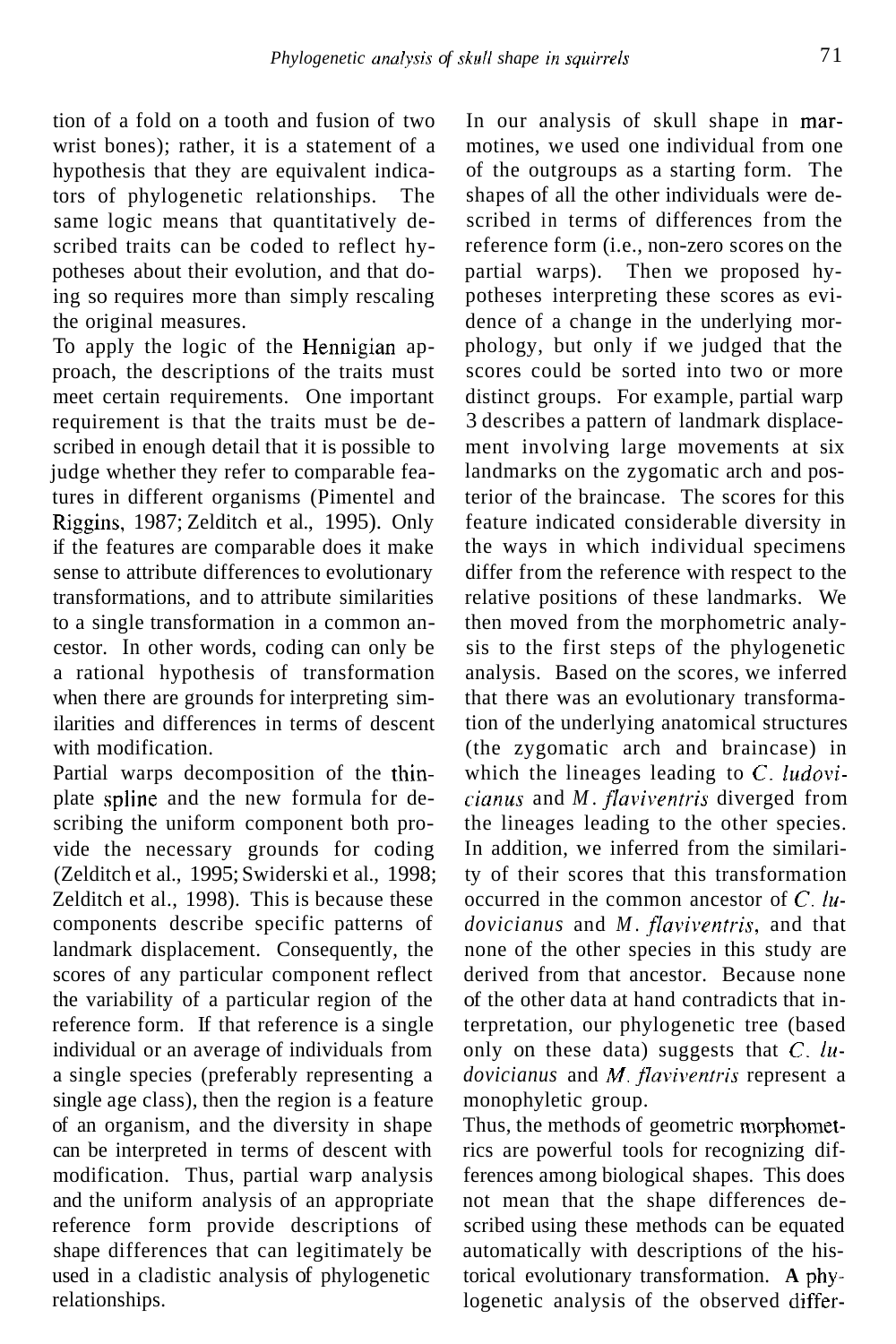tion of a fold on a tooth and fusion of two wrist bones); rather, it is a statement of a hypothesis that they are equivalent indicators of phylogenetic relationships. The same logic means that quantitatively described traits can be coded to reflect hypotheses about their evolution, and that doing so requires more than simply rescaling the original measures.

To apply the logic of the Hennigian approach, the descriptions of the traits must meet certain requirements. One important requirement is that the traits must be described in enough detail that it is possible to judge whether they refer to comparable features in different organisms (Pimentel and Riggins, 1987; Zelditch et al., 1995). Only if the features are comparable does it make sense to attribute differences to evolutionary transformations, and to attribute similarities to a single transformation in a common ancestor. In other words, coding can only be a rational hypothesis of transformation when there are grounds for interpreting similarities and differences in terms of descent with modification.

Partial warps decomposition of the thin-plate spline and the new formula for describing the uniform component both provide the necessary grounds for coding (Zelditch et al., 1995; Swiderski et al., 1998; Zelditch et al., 1998). This is because these components describe specific patterns of landmark displacement. Consequently, the scores of any particular component reflect the variability of a particular region of the reference form. If that reference is a single individual or an average of individuals from a single species (preferably representing a single age class), then the region is a feature of an organism, and the diversity in shape can be interpreted in terms of descent with modification. Thus, partial warp analysis and the uniform analysis of an appropriate reference form provide descriptions of shape differences that can legitimately be used in a cladistic analysis of phylogenetic relationships.

In our analysis of skull shape in marmotines, we used one individual from one of the outgroups as a starting form. The shapes of all the other individuals were described in terms of differences from the reference form (i.e., non-zero scores on the partial warps). Then we proposed hypotheses interpreting these scores as evidence of a change in the underlying morphology, but only if we judged that the scores could be sorted into two or more distinct groups. For example, partial warp 3 describes a pattern of landmark displacement involving large movements at six landmarks on the zygomatic arch and posterior of the braincase. The scores for this feature indicated considerable diversity in the ways in which individual specimens differ from the reference with respect to the relative positions of these landmarks. We then moved from the morphometric analysis to the first steps of the phylogenetic analysis. Based on the scores, we inferred that there was an evolutionary transformation of the underlying anatomical structures (the zygomatic arch and braincase) in which the lineages leading to *C. ludovicianus* and *M. flaviventris* diverged from the lineages leading to the other species. In addition, we inferred from the similarity of their scores that this transformation occurred in the common ancestor of *C. ludovicianus* and *M. flaviventris*, and that none of the other species in this study are derived from that ancestor. Because none of the other data at hand contradicts that interpretation, our phylogenetic tree (based only on these data) suggests that *C. ludovicianus* and *M. flaviventris* represent a monophyletic group.

Thus, the methods of geometric morphometrics are powerful tools for recognizing differences among biological shapes. This does not mean that the shape differences described using these methods can be equated automatically with descriptions of the historical evolutionary transformation. A phylogenetic analysis of the observed differ-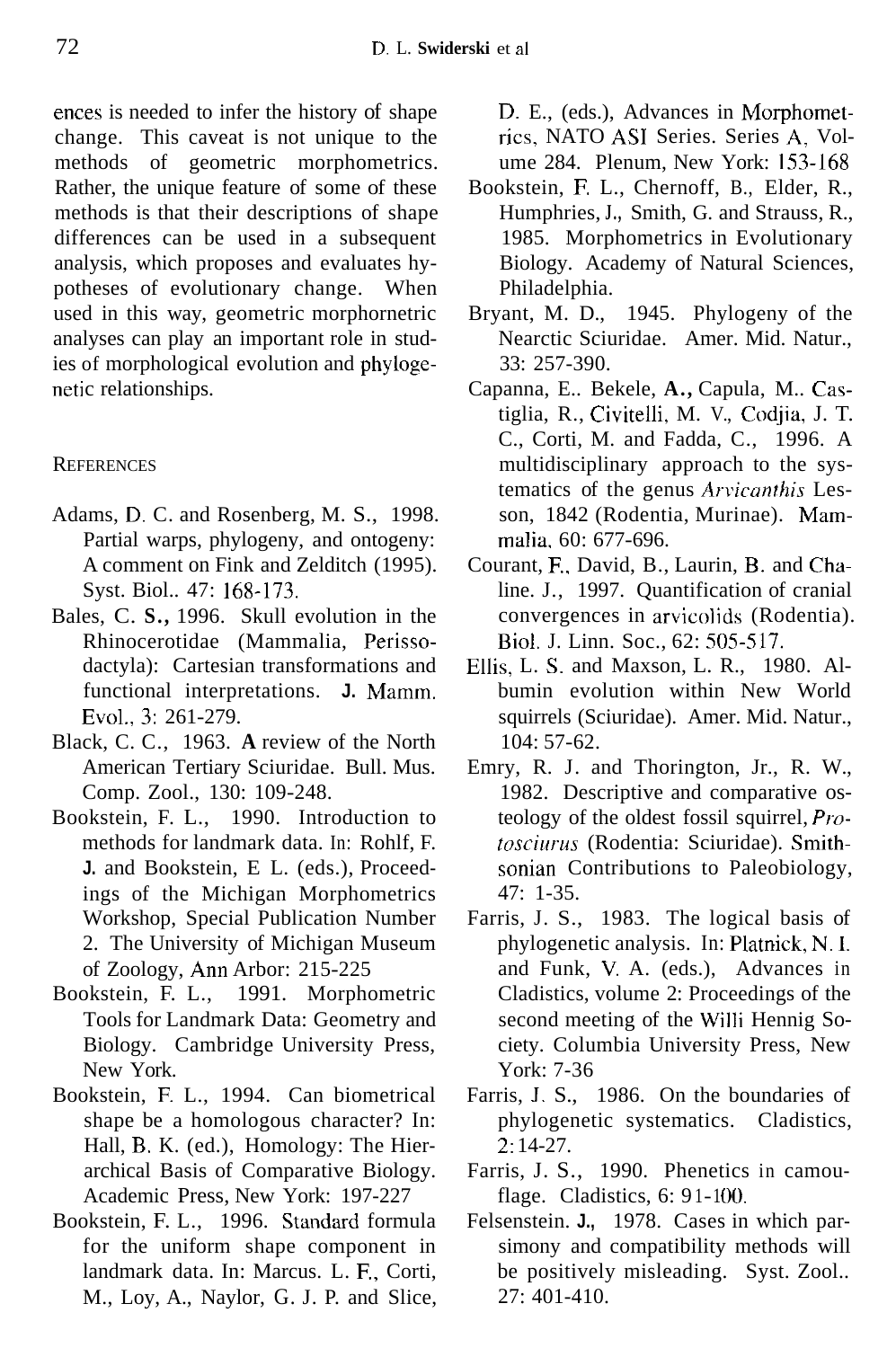ences is needed to infer the history of shape change. This caveat is not unique to the methods of geometric morphometrics. Rather, the unique feature of some of these methods is that their descriptions of shape differences can be used in a subsequent analysis, which proposes and evaluates hypotheses of evolutionary change. When used in this way, geometric morphornetric analyses can play an important role in studies of morphological evolution and phylogenetic relationships.

## REFERENCES

Adams, D. C. and Rosenberg, M. S., 1998. Partial warps, phylogeny, and ontogeny: A comment on Fink and Zelditch (1995). Syst. Biol.. 47: 168-173.

Bales, C. S., 1996. Skull evolution in the Rhinocerotidae (Mammalia, Perissodactyla): Cartesian transformations and functional interpretations. J. Mamm. Evol., 3: 261-279.

Black, C. C., 1963. A review of the North American Tertiary Sciuridae. Bull. Mus. Comp. Zool., 130: 109-248.

Bookstein, F. L., 1990. Introduction to methods for landmark data. In: Rohlf, F. J. and Bookstein, E L. (eds.), Proceedings of the Michigan Morphometrics Workshop, Special Publication Number 2. The University of Michigan Museum of Zoology, Ann Arbor: 215-225

Bookstein, F. L., 1991. Morphometric Tools for Landmark Data: Geometry and Biology. Cambridge University Press, New York.

Bookstein, F. L., 1994. Can biometrical shape be a homologous character? In: Hall, B. K. (ed.), Homology: The Hierarchical Basis of Comparative Biology. Academic Press, New York: 197-227

Bookstein, F. L., 1996. Standard formula for the uniform shape component in landmark data. In: Marcus. L. F., Corti, M., Loy, A., Naylor, G. J. P. and Slice, D. E., (eds.), Advances in Morphometrics, NATO ASI Series. Series A, Volume 284. Plenum, New York: 153-168

Bookstein, F. L., Chernoff, B., Elder, R., Humphries, J., Smith, G. and Strauss, R., 1985. Morphometrics in Evolutionary Biology. Academy of Natural Sciences, Philadelphia.

Bryant, M. D., 1945. Phylogeny of the Nearctic Sciuridae. Amer. Mid. Natur., 33: 257-390.

Capanna, E.. Bekele, A., Capula, M.. Castiglia, R., Civitelli, M. V., Codjia, J. T. C., Corti, M. and Fadda, C., 1996. A multidisciplinary approach to the systematics of the genus *Arvicanthis* Lesson, 1842 (Rodentia, Murinae). Mammalia, 60: 677-696.

Courant, F., David, B., Laurin, B. and Chaline. J., 1997. Quantification of cranial convergences in arvicolids (Rodentia). Biol. J. Linn. Soc., 62: 505-517.

Ellis, L. S. and Maxson, L. R., 1980. Albumin evolution within New World squirrels (Sciuridae). Amer. Mid. Natur., 104: 57-62.

Emry, R. J. and Thorington, Jr., R. W., 1982. Descriptive and comparative osteology of the oldest fossil squirrel, *Protosciurus* (Rodentia: Sciuridae). Smithsonian Contributions to Paleobiology, 47: 1-35.

Farris, J. S., 1983. The logical basis of phylogenetic analysis. In: Platnick, N. I. and Funk, V. A. (eds.), Advances in Cladistics, volume 2: Proceedings of the second meeting of the Willi Hennig Society. Columbia University Press, New York: 7-36

Farris, J. S., 1986. On the boundaries of phylogenetic systematics. Cladistics, 2: 14-27.

Farris, J. S., 1990. Phenetics in camouflage. Cladistics, 6: 91-100.

Felsenstein. J., 1978. Cases in which parsimony and compatibility methods will be positively misleading. Syst. Zool.. 27: 401-410.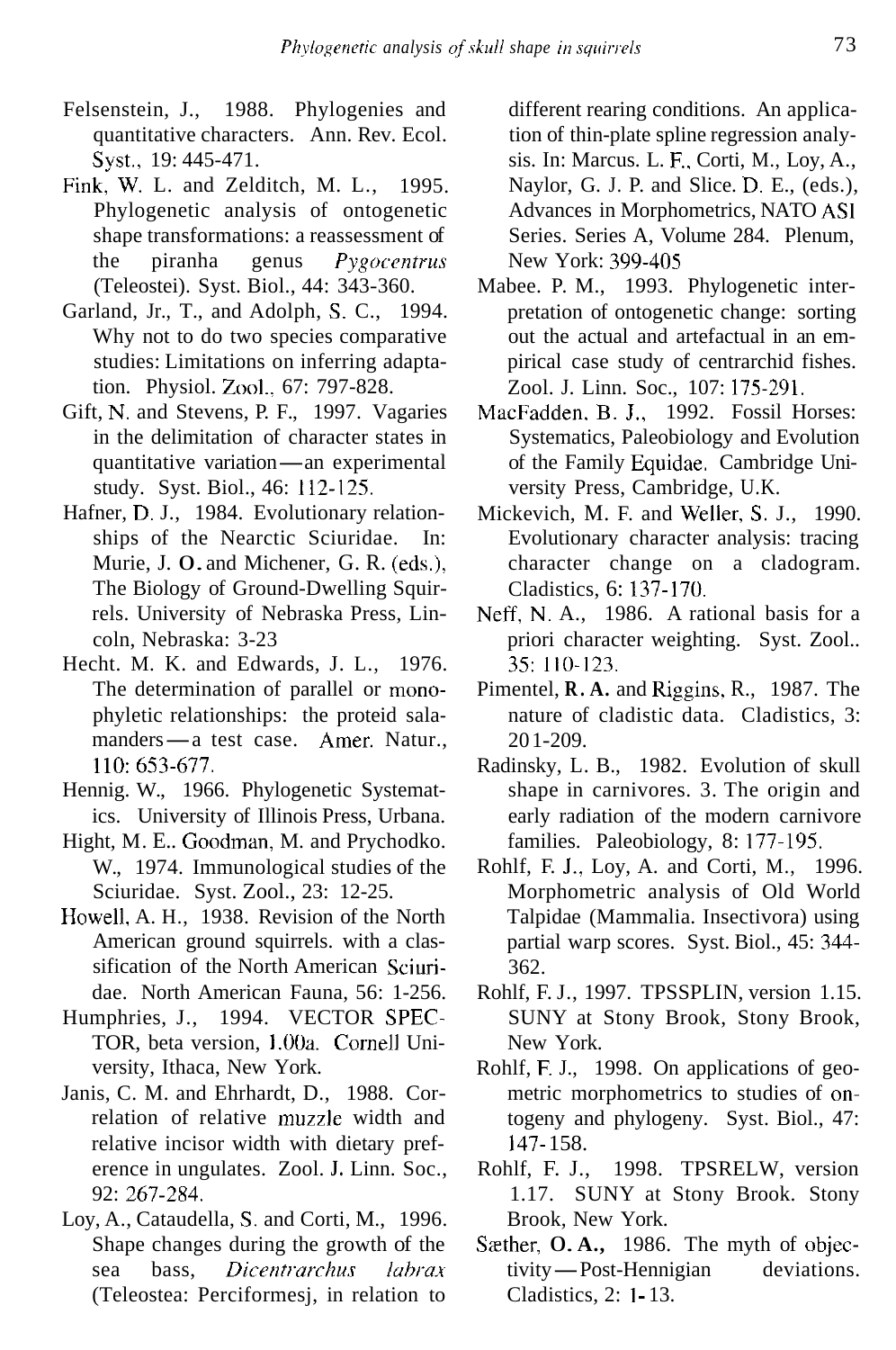Felsenstein, J., 1988. Phylogenies and quantitative characters. Ann. Rev. Ecol. Syst., 19: 445-471.

Fink, W. L. and Zelditch, M. L., 1995. Phylogenetic analysis of ontogenetic shape transformations: a reassessment of the piranha genus *Pygocentrus* (Teleostei). Syst. Biol., 44: 343-360.

Garland, Jr., T., and Adolph, S. C., 1994. Why not to do two species comparative studies: Limitations on inferring adaptation. Physiol. Zool., 67: 797-828.

Gift, N. and Stevens, P. F., 1997. Vagaries in the delimitation of character states in quantitative variation—an experimental study. Syst. Biol., 46: 112-125.

Hafner, D. J., 1984. Evolutionary relationships of the Nearctic Sciuridae. In: Murie, J. O. and Michener, G. R. (eds.), The Biology of Ground-Dwelling Squirrels. University of Nebraska Press, Lincoln, Nebraska: 3-23

Hecht. M. K. and Edwards, J. L., 1976. The determination of parallel or monophyletic relationships: the proteid salamanders—a test case. Amer. Natur., 110: 653-677.

Hennig. W., 1966. Phylogenetic Systematics. University of Illinois Press, Urbana.

Hight, M. E.. Goodman, M. and Prychodko. W., 1974. Immunological studies of the Sciuridae. Syst. Zool., 23: 12-25.

Howell, A. H., 1938. Revision of the North American ground squirrels. with a classification of the North American Sciuridae. North American Fauna, 56: 1-256.

Humphries, J., 1994. VECTOR SPECTOR, beta version, 1.00a. Cornell University, Ithaca, New York.

Janis, C. M. and Ehrhardt, D., 1988. Correlation of relative muzzle width and relative incisor width with dietary preference in ungulates. Zool. J. Linn. Soc., 92: 267-284.

Loy, A., Cataudella, S. and Corti, M., 1996. Shape changes during the growth of the sea bass, *Dicentrarchus labrax* (Teleostea: Perciformesj, in relation to different rearing conditions. An application of thin-plate spline regression analysis. In: Marcus. L. F., Corti, M., Loy, A., Naylor, G. J. P. and Slice. D. E., (eds.), Advances in Morphometrics, NATO ASI Series. Series A, Volume 284. Plenum, New York: 399-405

Mabee. P. M., 1993. Phylogenetic interpretation of ontogenetic change: sorting out the actual and artefactual in an empirical case study of centrarchid fishes. Zool. J. Linn. Soc., 107: 175-291.

MacFadden. B. J., 1992. Fossil Horses: Systematics, Paleobiology and Evolution of the Family Equidae. Cambridge University Press, Cambridge, U.K.

Mickevich, M. F. and Weller, S. J., 1990. Evolutionary character analysis: tracing character change on a cladogram. Cladistics, 6: 137-170.

Neff, N. A., 1986. A rational basis for a priori character weighting. Syst. Zool.. 35: 110-123.

Pimentel, R. A. and Riggins, R., 1987. The nature of cladistic data. Cladistics, 3: 201-209.

Radinsky, L. B., 1982. Evolution of skull shape in carnivores. 3. The origin and early radiation of the modern carnivore families. Paleobiology, 8: 177-195.

Rohlf, F. J., Loy, A. and Corti, M., 1996. Morphometric analysis of Old World Talpidae (Mammalia. Insectivora) using partial warp scores. Syst. Biol., 45: 344-362.

Rohlf, F. J., 1997. TPSSPLIN, version 1.15. SUNY at Stony Brook, Stony Brook, New York.

Rohlf, F. J., 1998. On applications of geometric morphometrics to studies of ontogeny and phylogeny. Syst. Biol., 47: 147-158.

Rohlf, F. J., 1998. TPSRELW, version 1.17. SUNY at Stony Brook. Stony Brook, New York.

Sæther, O. A., 1986. The myth of objectivity—Post-Hennigian deviations. Cladistics, 2: 1-13.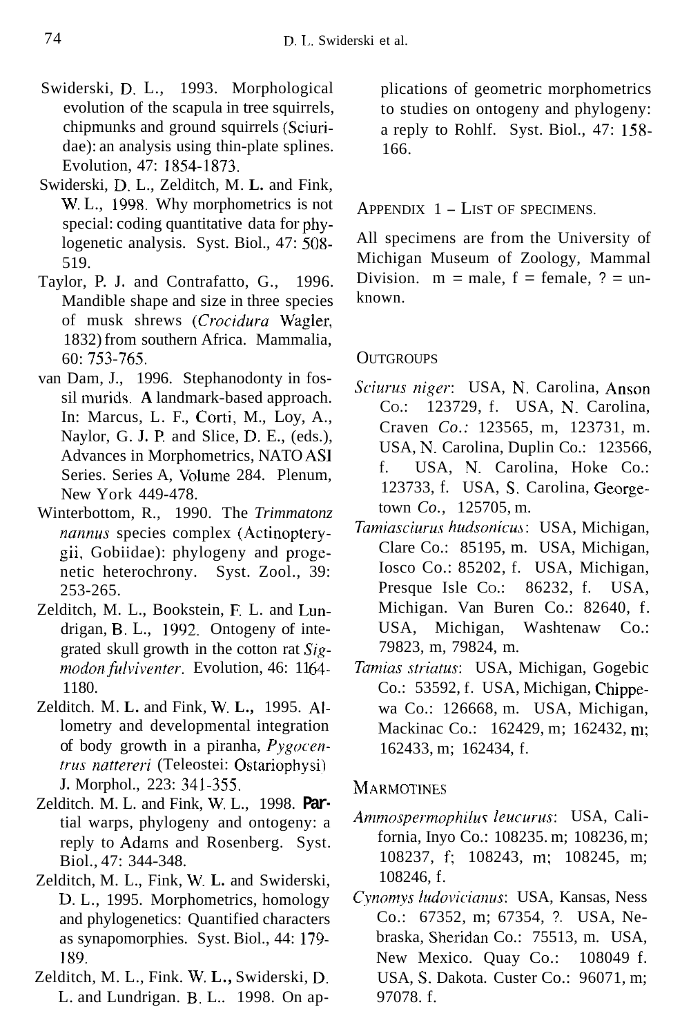Swiderski, D. L., 1993. Morphological evolution of the scapula in tree squirrels, chipmunks and ground squirrels (Sciuridae): an analysis using thin-plate splines. Evolution, 47: 1854-1873.

Swiderski, D. L., Zelditch, M. L. and Fink, W. L., 1998. Why morphometrics is not special: coding quantitative data for phylogenetic analysis. Syst. Biol., 47: 508-519.

Taylor, P. J. and Contrafatto, G., 1996. Mandible shape and size in three species of musk shrews (*Crocidura* Wagler, 1832) from southern Africa. Mammalia, 60: 753-765.

van Dam, J., 1996. Stephanodonty in fossil murids. A landmark-based approach. In: Marcus, L. F., Corti, M., Loy, A., Naylor, G. J. P. and Slice, D. E., (eds.), Advances in Morphometrics, NATO ASI Series. Series A, Volume 284. Plenum, New York 449-478.

Winterbottom, R., 1990. The *Trimmatonz nannus* species complex (Actinopterygii, Gobiidae): phylogeny and progenetic heterochrony. Syst. Zool., 39: 253-265.

Zelditch, M. L., Bookstein, F. L. and Lundrigan, B. L., 1992. Ontogeny of integrated skull growth in the cotton rat *Sigmodon fulviventer*. Evolution, 46: 1164-1180.

Zelditch. M. L. and Fink, W. L., 1995. Allometry and developmental integration of body growth in a piranha, *Pygocentrus nattereri* (Teleostei: Ostariophysi) J. Morphol., 223: 341-355.

Zelditch. M. L. and Fink, W. L., 1998. Partial warps, phylogeny and ontogeny: a reply to Adams and Rosenberg. Syst. Biol., 47: 344-348.

Zelditch, M. L., Fink, W. L. and Swiderski, D. L., 1995. Morphometrics, homology and phylogenetics: Quantified characters as synapomorphies. Syst. Biol., 44: 179-189.

Zelditch, M. L., Fink. W. L., Swiderski, D. L. and Lundrigan. B. L.. 1998. On applications of geometric morphometrics to studies on ontogeny and phylogeny: a reply to Rohlf. Syst. Biol., 47: 158-166.

## Appendix 1 – List of specimens.

All specimens are from the University of Michigan Museum of Zoology, Mammal Division. m = male, f = female, ? = unknown.

### Outgroups

*Sciurus niger*: USA, N. Carolina, Anson Co.: 123729, f. USA, N. Carolina, Craven *Co.:* 123565, m, 123731, m. USA, N. Carolina, Duplin Co.: 123566, f. USA, N. Carolina, Hoke Co.: 123733, f. USA, S. Carolina, Georgetown *Co.*, 125705, m.

*Tamiasciurus hudsonicus*: USA, Michigan, Clare Co.: 85195, m. USA, Michigan, Iosco Co.: 85202, f. USA, Michigan, Presque Isle Co.: 86232, f. USA, Michigan. Van Buren Co.: 82640, f. USA, Michigan, Washtenaw Co.: 79823, m, 79824, m.

*Tamias striatus*: USA, Michigan, Gogebic Co.: 53592, f. USA, Michigan, Chippewa Co.: 126668, m. USA, Michigan, Mackinac Co.: 162429, m; 162432, m; 162433, m; 162434, f.

### Marmotines

*Ammospermophilus leucurus*: USA, California, Inyo Co.: 108235. m; 108236, m; 108237, f; 108243, m; 108245, m; 108246, f.

*Cynomys ludovicianus*: USA, Kansas, Ness Co.: 67352, m; 67354, ?. USA, Nebraska, Sheridan Co.: 75513, m. USA, New Mexico. Quay Co.: 108049 f. USA, S. Dakota. Custer Co.: 96071, m; 97078. f.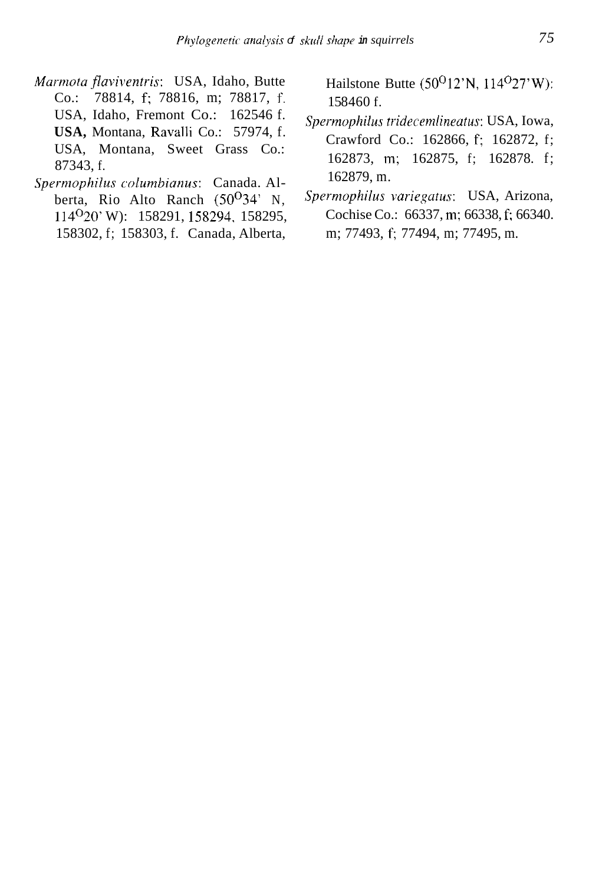*Marmota flaviventris*: USA, Idaho, Butte Co.: 78814, f; 78816, m; 78817, f. USA, Idaho, Fremont Co.: 162546 f. **USA,** Montana, Ravalli Co.: 57974, f. USA, Montana, Sweet Grass Co.: 87343, f.

*Spermophilus columbianus*: Canada. Alberta, Rio Alto Ranch (50°34' N, 114°20' W): 158291, 158294, 158295, 158302, f; 158303, f. Canada, Alberta, Hailstone Butte (50°12'N, 114°27'W): 158460 f.

*Spermophilus tridecemlineatus*: USA, Iowa, Crawford Co.: 162866, f; 162872, f; 162873, m; 162875, f; 162878. f; 162879, m.

*Spermophilus variegatus*: USA, Arizona, Cochise Co.: 66337, m; 66338, f; 66340. m; 77493, f; 77494, m; 77495, m.